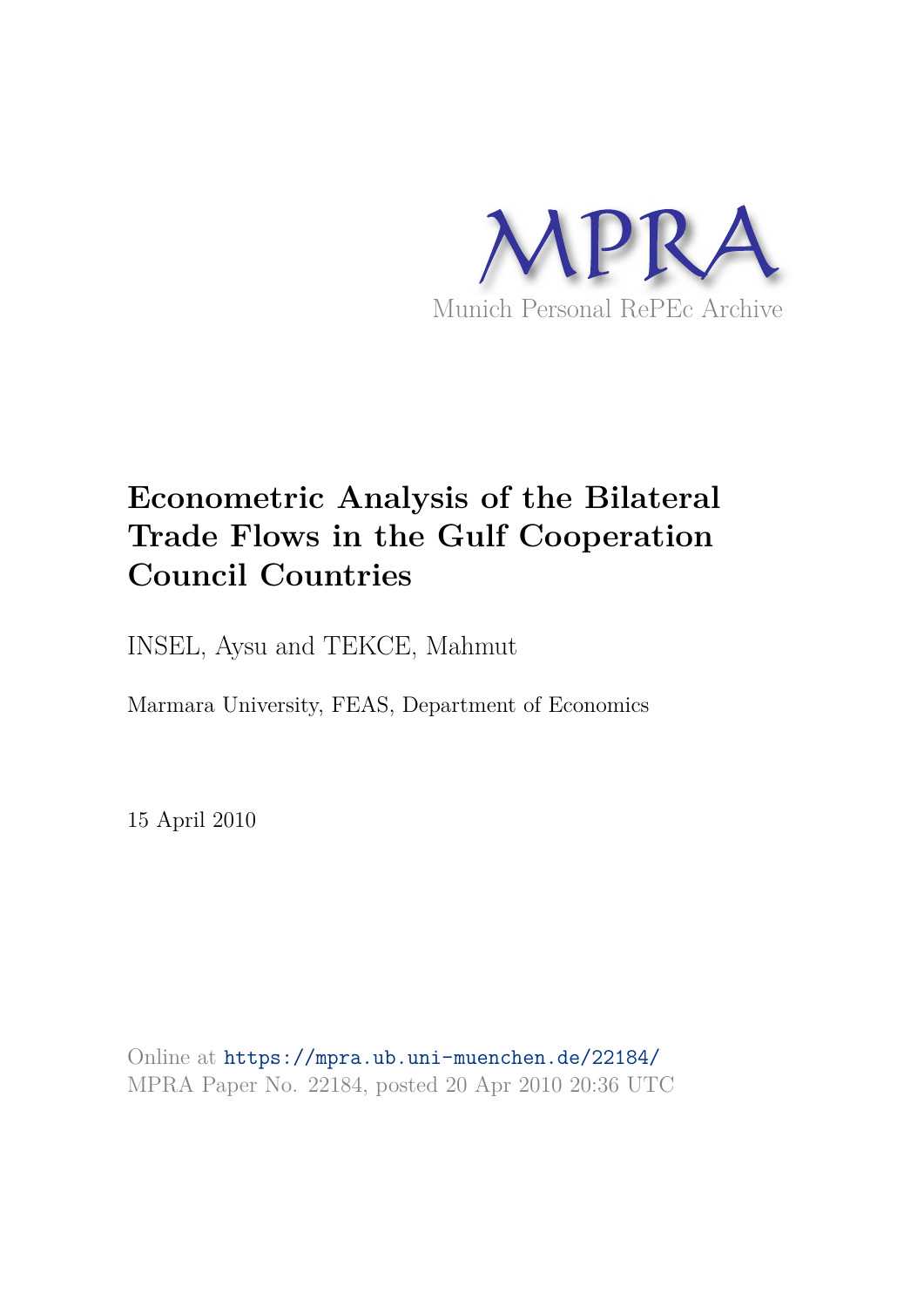MPRA

Munich Personal RePEc Archive

# Econometric Analysis of the Bilateral Trade Flows in the Gulf Cooperation Council Countries

INSEL, Aysu and TEKCE, Mahmut

Marmara University, FEAS, Department of Economics

15 April 2010

Online at https://mpra.ub.uni-muenchen.de/22184/
MPRA Paper No. 22184, posted 20 Apr 2010 20:36 UTC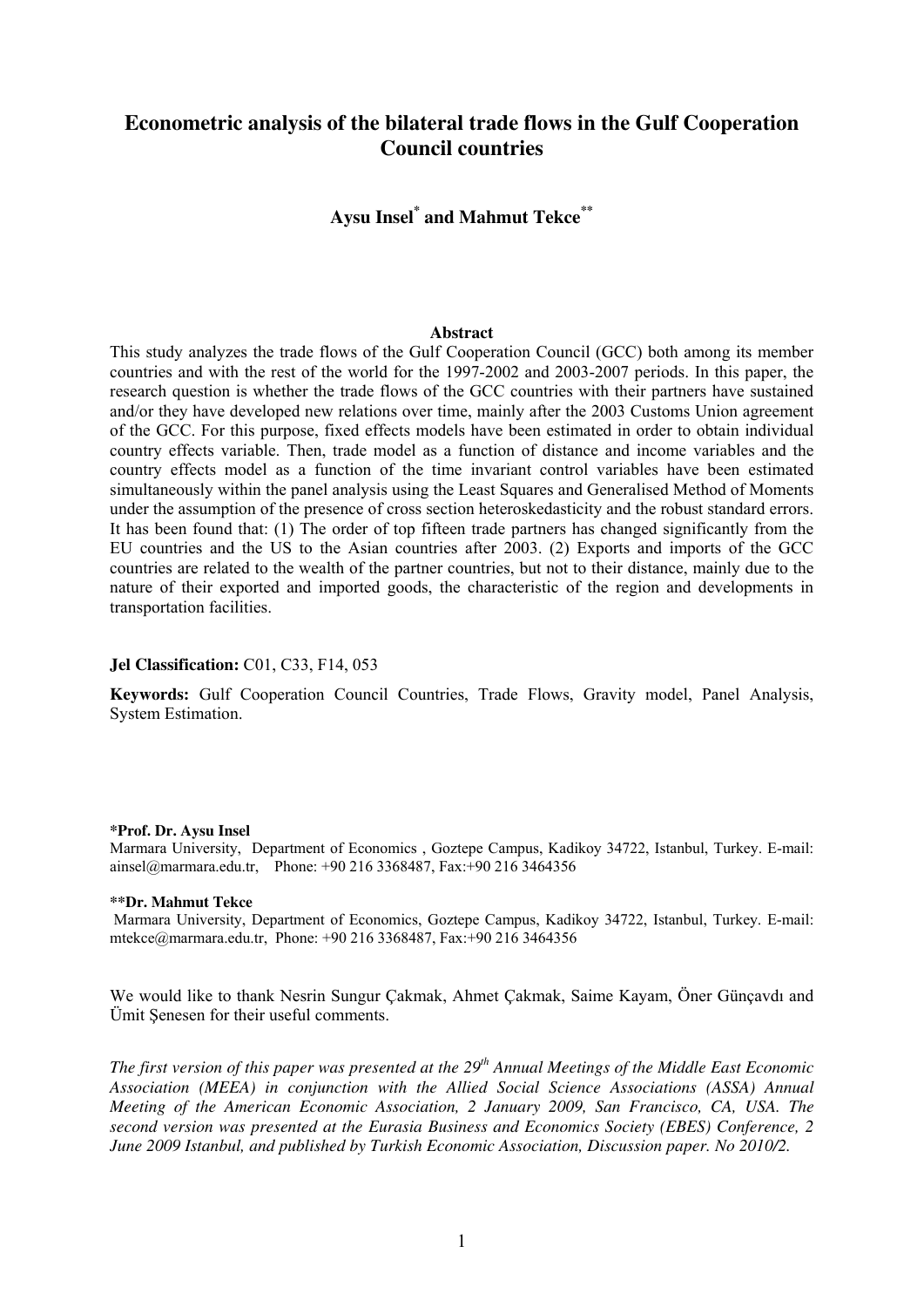# Econometric analysis of the bilateral trade flows in the Gulf Cooperation Council countries

**Aysu Insel[*] and Mahmut Tekce[**]**

**Abstract**

This study analyzes the trade flows of the Gulf Cooperation Council (GCC) both among its member countries and with the rest of the world for the 1997-2002 and 2003-2007 periods. In this paper, the research question is whether the trade flows of the GCC countries with their partners have sustained and/or they have developed new relations over time, mainly after the 2003 Customs Union agreement of the GCC. For this purpose, fixed effects models have been estimated in order to obtain individual country effects variable. Then, trade model as a function of distance and income variables and the country effects model as a function of the time invariant control variables have been estimated simultaneously within the panel analysis using the Least Squares and Generalised Method of Moments under the assumption of the presence of cross section heteroskedasticity and the robust standard errors. It has been found that: (1) The order of top fifteen trade partners has changed significantly from the EU countries and the US to the Asian countries after 2003. (2) Exports and imports of the GCC countries are related to the wealth of the partner countries, but not to their distance, mainly due to the nature of their exported and imported goods, the characteristic of the region and developments in transportation facilities.

**Jel Classification:** C01, C33, F14, 053

**Keywords:** Gulf Cooperation Council Countries, Trade Flows, Gravity model, Panel Analysis, System Estimation.

**\*Prof. Dr. Aysu Insel**
Marmara University, Department of Economics , Goztepe Campus, Kadikoy 34722, Istanbul, Turkey. E-mail: ainsel@marmara.edu.tr, Phone: +90 216 3368487, Fax:+90 216 3464356

**\*\*Dr. Mahmut Tekce**
Marmara University, Department of Economics, Goztepe Campus, Kadikoy 34722, Istanbul, Turkey. E-mail: mtekce@marmara.edu.tr, Phone: +90 216 3368487, Fax:+90 216 3464356

We would like to thank Nesrin Sungur Çakmak, Ahmet Çakmak, Saime Kayam, Öner Günçavdı and Ümit Şenesen for their useful comments.

*The first version of this paper was presented at the 29th Annual Meetings of the Middle East Economic Association (MEEA) in conjunction with the Allied Social Science Associations (ASSA) Annual Meeting of the American Economic Association, 2 January 2009, San Francisco, CA, USA. The second version was presented at the Eurasia Business and Economics Society (EBES) Conference, 2 June 2009 Istanbul, and published by Turkish Economic Association, Discussion paper. No 2010/2.*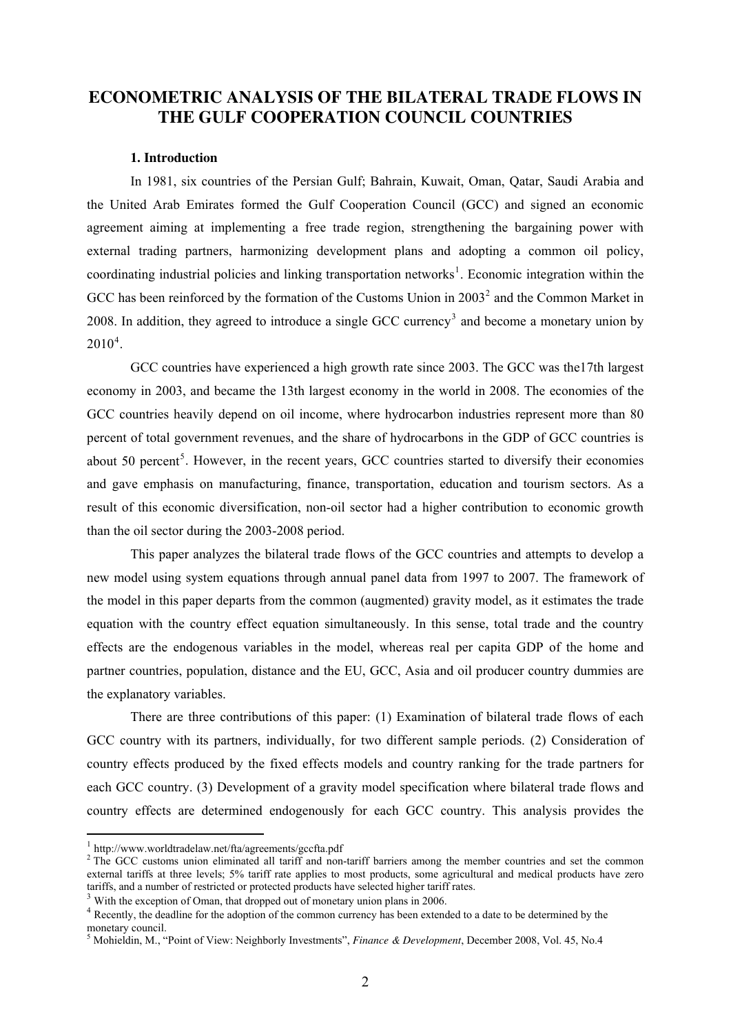# ECONOMETRIC ANALYSIS OF THE BILATERAL TRADE FLOWS IN THE GULF COOPERATION COUNCIL COUNTRIES

### 1. Introduction

In 1981, six countries of the Persian Gulf; Bahrain, Kuwait, Oman, Qatar, Saudi Arabia and the United Arab Emirates formed the Gulf Cooperation Council (GCC) and signed an economic agreement aiming at implementing a free trade region, strengthening the bargaining power with external trading partners, harmonizing development plans and adopting a common oil policy, coordinating industrial policies and linking transportation networks[1]. Economic integration within the GCC has been reinforced by the formation of the Customs Union in 2003[2] and the Common Market in 2008. In addition, they agreed to introduce a single GCC currency[3] and become a monetary union by 2010[4].

GCC countries have experienced a high growth rate since 2003. The GCC was the17th largest economy in 2003, and became the 13th largest economy in the world in 2008. The economies of the GCC countries heavily depend on oil income, where hydrocarbon industries represent more than 80 percent of total government revenues, and the share of hydrocarbons in the GDP of GCC countries is about 50 percent[5]. However, in the recent years, GCC countries started to diversify their economies and gave emphasis on manufacturing, finance, transportation, education and tourism sectors. As a result of this economic diversification, non-oil sector had a higher contribution to economic growth than the oil sector during the 2003-2008 period.

This paper analyzes the bilateral trade flows of the GCC countries and attempts to develop a new model using system equations through annual panel data from 1997 to 2007. The framework of the model in this paper departs from the common (augmented) gravity model, as it estimates the trade equation with the country effect equation simultaneously. In this sense, total trade and the country effects are the endogenous variables in the model, whereas real per capita GDP of the home and partner countries, population, distance and the EU, GCC, Asia and oil producer country dummies are the explanatory variables.

There are three contributions of this paper: (1) Examination of bilateral trade flows of each GCC country with its partners, individually, for two different sample periods. (2) Consideration of country effects produced by the fixed effects models and country ranking for the trade partners for each GCC country. (3) Development of a gravity model specification where bilateral trade flows and country effects are determined endogenously for each GCC country. This analysis provides the

---

[1] http://www.worldtradelaw.net/fta/agreements/gccfta.pdf

[2] The GCC customs union eliminated all tariff and non-tariff barriers among the member countries and set the common external tariffs at three levels; 5% tariff rate applies to most products, some agricultural and medical products have zero tariffs, and a number of restricted or protected products have selected higher tariff rates.

[3] With the exception of Oman, that dropped out of monetary union plans in 2006.

[4] Recently, the deadline for the adoption of the common currency has been extended to a date to be determined by the monetary council.

[5] Mohieldin, M., "Point of View: Neighborly Investments", *Finance & Development*, December 2008, Vol. 45, No.4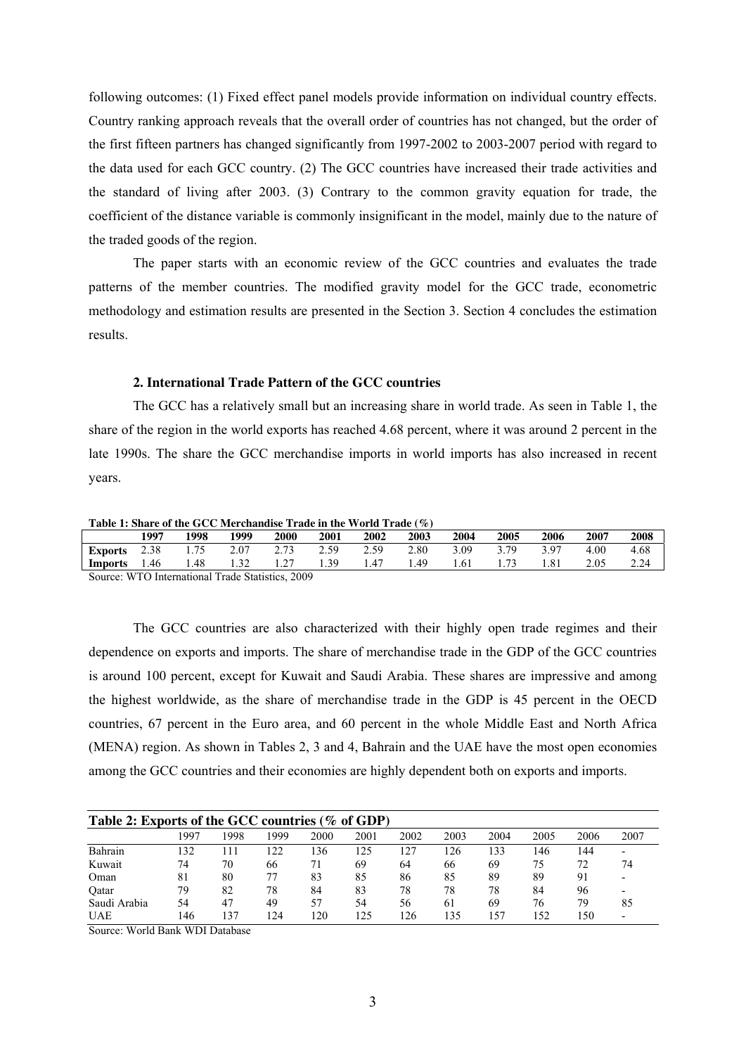following outcomes: (1) Fixed effect panel models provide information on individual country effects. Country ranking approach reveals that the overall order of countries has not changed, but the order of the first fifteen partners has changed significantly from 1997-2002 to 2003-2007 period with regard to the data used for each GCC country. (2) The GCC countries have increased their trade activities and the standard of living after 2003. (3) Contrary to the common gravity equation for trade, the coefficient of the distance variable is commonly insignificant in the model, mainly due to the nature of the traded goods of the region.

The paper starts with an economic review of the GCC countries and evaluates the trade patterns of the member countries. The modified gravity model for the GCC trade, econometric methodology and estimation results are presented in the Section 3. Section 4 concludes the estimation results.

## 2. International Trade Pattern of the GCC countries

The GCC has a relatively small but an increasing share in world trade. As seen in Table 1, the share of the region in the world exports has reached 4.68 percent, where it was around 2 percent in the late 1990s. The share the GCC merchandise imports in world imports has also increased in recent years.

**Table 1: Share of the GCC Merchandise Trade in the World Trade (%)**

| | 1997 | 1998 | 1999 | 2000 | 2001 | 2002 | 2003 | 2004 | 2005 | 2006 | 2007 | 2008 |
|---|---|---|---|---|---|---|---|---|---|---|---|---|
| **Exports** | 2.38 | 1.75 | 2.07 | 2.73 | 2.59 | 2.59 | 2.80 | 3.09 | 3.79 | 3.97 | 4.00 | 4.68 |
| **Imports** | 1.46 | 1.48 | 1.32 | 1.27 | 1.39 | 1.47 | 1.49 | 1.61 | 1.73 | 1.81 | 2.05 | 2.24 |

Source: WTO International Trade Statistics, 2009

The GCC countries are also characterized with their highly open trade regimes and their dependence on exports and imports. The share of merchandise trade in the GDP of the GCC countries is around 100 percent, except for Kuwait and Saudi Arabia. These shares are impressive and among the highest worldwide, as the share of merchandise trade in the GDP is 45 percent in the OECD countries, 67 percent in the Euro area, and 60 percent in the whole Middle East and North Africa (MENA) region. As shown in Tables 2, 3 and 4, Bahrain and the UAE have the most open economies among the GCC countries and their economies are highly dependent both on exports and imports.

**Table 2: Exports of the GCC countries (% of GDP)**

| | 1997 | 1998 | 1999 | 2000 | 2001 | 2002 | 2003 | 2004 | 2005 | 2006 | 2007 |
|---|---|---|---|---|---|---|---|---|---|---|---|
| Bahrain | 132 | 111 | 122 | 136 | 125 | 127 | 126 | 133 | 146 | 144 | - |
| Kuwait | 74 | 70 | 66 | 71 | 69 | 64 | 66 | 69 | 75 | 72 | 74 |
| Oman | 81 | 80 | 77 | 83 | 85 | 86 | 85 | 89 | 89 | 91 | - |
| Qatar | 79 | 82 | 78 | 84 | 83 | 78 | 78 | 78 | 84 | 96 | - |
| Saudi Arabia | 54 | 47 | 49 | 57 | 54 | 56 | 61 | 69 | 76 | 79 | 85 |
| UAE | 146 | 137 | 124 | 120 | 125 | 126 | 135 | 157 | 152 | 150 | - |

Source: World Bank WDI Database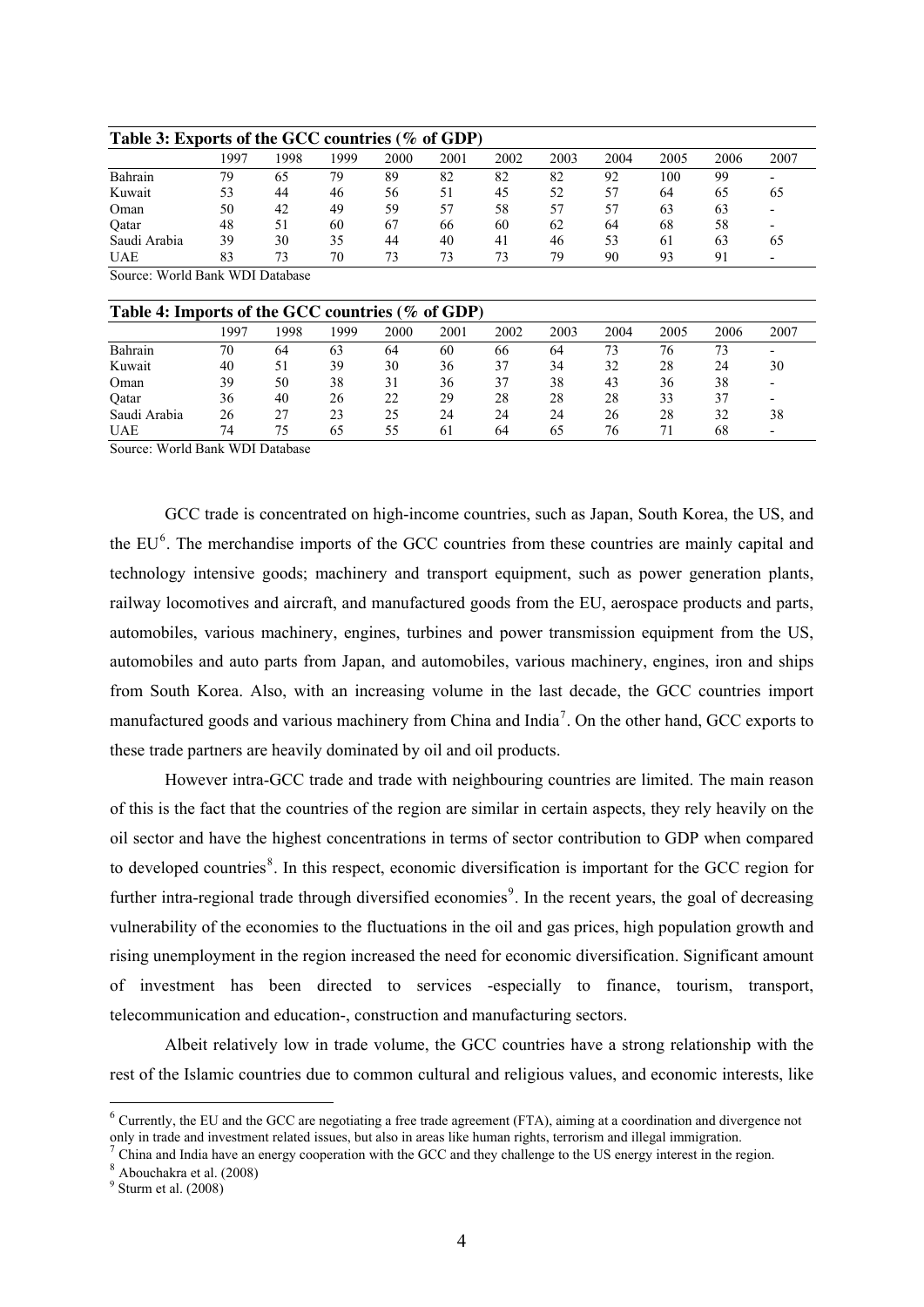**Table 3: Exports of the GCC countries (% of GDP)**

| | 1997 | 1998 | 1999 | 2000 | 2001 | 2002 | 2003 | 2004 | 2005 | 2006 | 2007 |
|---|---|---|---|---|---|---|---|---|---|---|---|
| Bahrain | 79 | 65 | 79 | 89 | 82 | 82 | 82 | 92 | 100 | 99 | - |
| Kuwait | 53 | 44 | 46 | 56 | 51 | 45 | 52 | 57 | 64 | 65 | 65 |
| Oman | 50 | 42 | 49 | 59 | 57 | 58 | 57 | 57 | 63 | 63 | - |
| Qatar | 48 | 51 | 60 | 67 | 66 | 60 | 62 | 64 | 68 | 58 | - |
| Saudi Arabia | 39 | 30 | 35 | 44 | 40 | 41 | 46 | 53 | 61 | 63 | 65 |
| UAE | 83 | 73 | 70 | 73 | 73 | 73 | 79 | 90 | 93 | 91 | - |

Source: World Bank WDI Database

**Table 4: Imports of the GCC countries (% of GDP)**

| | 1997 | 1998 | 1999 | 2000 | 2001 | 2002 | 2003 | 2004 | 2005 | 2006 | 2007 |
|---|---|---|---|---|---|---|---|---|---|---|---|
| Bahrain | 70 | 64 | 63 | 64 | 60 | 66 | 64 | 73 | 76 | 73 | - |
| Kuwait | 40 | 51 | 39 | 30 | 36 | 37 | 34 | 32 | 28 | 24 | 30 |
| Oman | 39 | 50 | 38 | 31 | 36 | 37 | 38 | 43 | 36 | 38 | - |
| Qatar | 36 | 40 | 26 | 22 | 29 | 28 | 28 | 28 | 33 | 37 | - |
| Saudi Arabia | 26 | 27 | 23 | 25 | 24 | 24 | 24 | 26 | 28 | 32 | 38 |
| UAE | 74 | 75 | 65 | 55 | 61 | 64 | 65 | 76 | 71 | 68 | - |

Source: World Bank WDI Database

GCC trade is concentrated on high-income countries, such as Japan, South Korea, the US, and the EU[6]. The merchandise imports of the GCC countries from these countries are mainly capital and technology intensive goods; machinery and transport equipment, such as power generation plants, railway locomotives and aircraft, and manufactured goods from the EU, aerospace products and parts, automobiles, various machinery, engines, turbines and power transmission equipment from the US, automobiles and auto parts from Japan, and automobiles, various machinery, engines, iron and ships from South Korea. Also, with an increasing volume in the last decade, the GCC countries import manufactured goods and various machinery from China and India[7]. On the other hand, GCC exports to these trade partners are heavily dominated by oil and oil products.

However intra-GCC trade and trade with neighbouring countries are limited. The main reason of this is the fact that the countries of the region are similar in certain aspects, they rely heavily on the oil sector and have the highest concentrations in terms of sector contribution to GDP when compared to developed countries[8]. In this respect, economic diversification is important for the GCC region for further intra-regional trade through diversified economies[9]. In the recent years, the goal of decreasing vulnerability of the economies to the fluctuations in the oil and gas prices, high population growth and rising unemployment in the region increased the need for economic diversification. Significant amount of investment has been directed to services -especially to finance, tourism, transport, telecommunication and education-, construction and manufacturing sectors.

Albeit relatively low in trade volume, the GCC countries have a strong relationship with the rest of the Islamic countries due to common cultural and religious values, and economic interests, like

[6] Currently, the EU and the GCC are negotiating a free trade agreement (FTA), aiming at a coordination and divergence not only in trade and investment related issues, but also in areas like human rights, terrorism and illegal immigration.

[7] China and India have an energy cooperation with the GCC and they challenge to the US energy interest in the region.

[8] Abouchakra et al. (2008)

[9] Sturm et al. (2008)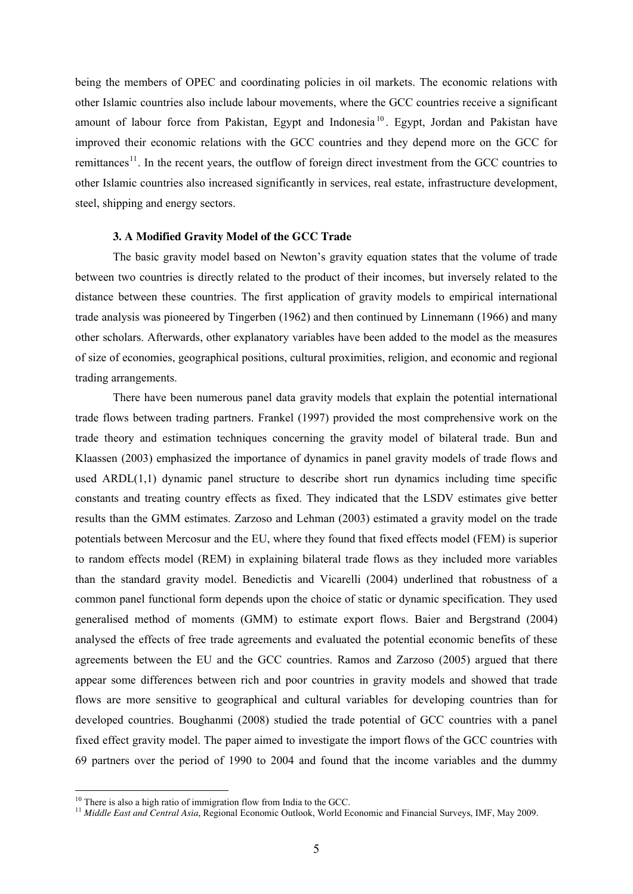being the members of OPEC and coordinating policies in oil markets. The economic relations with other Islamic countries also include labour movements, where the GCC countries receive a significant amount of labour force from Pakistan, Egypt and Indonesia[10]. Egypt, Jordan and Pakistan have improved their economic relations with the GCC countries and they depend more on the GCC for remittances[11]. In the recent years, the outflow of foreign direct investment from the GCC countries to other Islamic countries also increased significantly in services, real estate, infrastructure development, steel, shipping and energy sectors.

### 3. A Modified Gravity Model of the GCC Trade

The basic gravity model based on Newton's gravity equation states that the volume of trade between two countries is directly related to the product of their incomes, but inversely related to the distance between these countries. The first application of gravity models to empirical international trade analysis was pioneered by Tingerben (1962) and then continued by Linnemann (1966) and many other scholars. Afterwards, other explanatory variables have been added to the model as the measures of size of economies, geographical positions, cultural proximities, religion, and economic and regional trading arrangements.

There have been numerous panel data gravity models that explain the potential international trade flows between trading partners. Frankel (1997) provided the most comprehensive work on the trade theory and estimation techniques concerning the gravity model of bilateral trade. Bun and Klaassen (2003) emphasized the importance of dynamics in panel gravity models of trade flows and used ARDL(1,1) dynamic panel structure to describe short run dynamics including time specific constants and treating country effects as fixed. They indicated that the LSDV estimates give better results than the GMM estimates. Zarzoso and Lehman (2003) estimated a gravity model on the trade potentials between Mercosur and the EU, where they found that fixed effects model (FEM) is superior to random effects model (REM) in explaining bilateral trade flows as they included more variables than the standard gravity model. Benedictis and Vicarelli (2004) underlined that robustness of a common panel functional form depends upon the choice of static or dynamic specification. They used generalised method of moments (GMM) to estimate export flows. Baier and Bergstrand (2004) analysed the effects of free trade agreements and evaluated the potential economic benefits of these agreements between the EU and the GCC countries. Ramos and Zarzoso (2005) argued that there appear some differences between rich and poor countries in gravity models and showed that trade flows are more sensitive to geographical and cultural variables for developing countries than for developed countries. Boughanmi (2008) studied the trade potential of GCC countries with a panel fixed effect gravity model. The paper aimed to investigate the import flows of the GCC countries with 69 partners over the period of 1990 to 2004 and found that the income variables and the dummy

---

[10] There is also a high ratio of immigration flow from India to the GCC.

[11] *Middle East and Central Asia*, Regional Economic Outlook, World Economic and Financial Surveys, IMF, May 2009.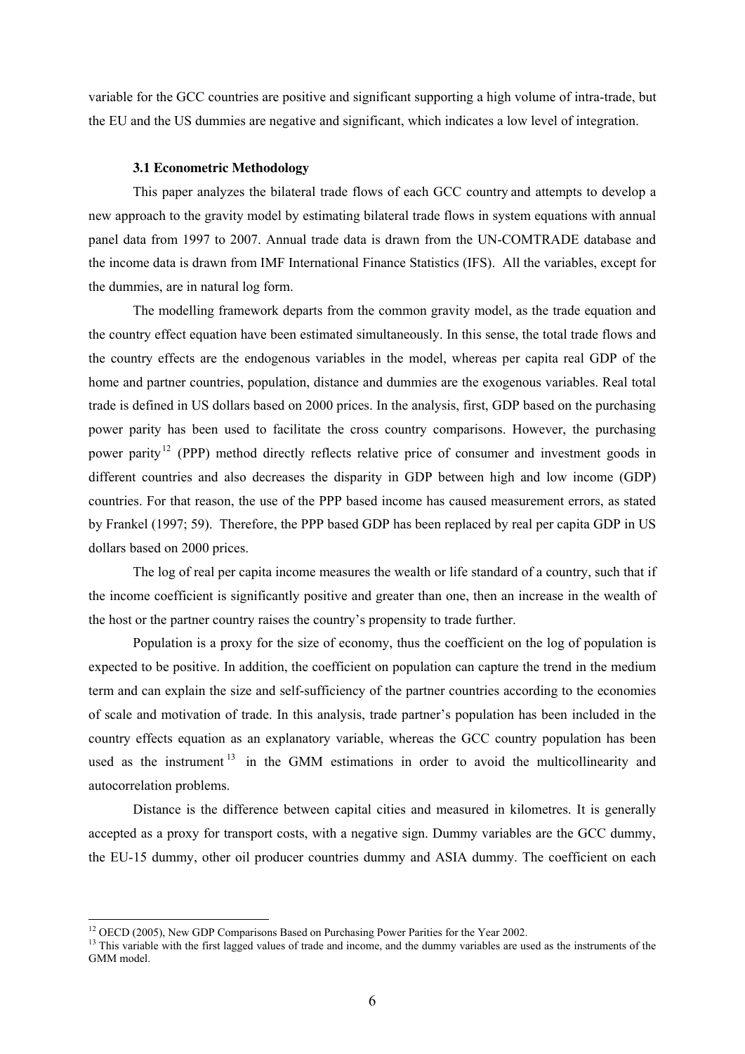variable for the GCC countries are positive and significant supporting a high volume of intra-trade, but the EU and the US dummies are negative and significant, which indicates a low level of integration.

### 3.1 Econometric Methodology

This paper analyzes the bilateral trade flows of each GCC country and attempts to develop a new approach to the gravity model by estimating bilateral trade flows in system equations with annual panel data from 1997 to 2007. Annual trade data is drawn from the UN-COMTRADE database and the income data is drawn from IMF International Finance Statistics (IFS). All the variables, except for the dummies, are in natural log form.

The modelling framework departs from the common gravity model, as the trade equation and the country effect equation have been estimated simultaneously. In this sense, the total trade flows and the country effects are the endogenous variables in the model, whereas per capita real GDP of the home and partner countries, population, distance and dummies are the exogenous variables. Real total trade is defined in US dollars based on 2000 prices. In the analysis, first, GDP based on the purchasing power parity has been used to facilitate the cross country comparisons. However, the purchasing power parity[12] (PPP) method directly reflects relative price of consumer and investment goods in different countries and also decreases the disparity in GDP between high and low income (GDP) countries. For that reason, the use of the PPP based income has caused measurement errors, as stated by Frankel (1997; 59). Therefore, the PPP based GDP has been replaced by real per capita GDP in US dollars based on 2000 prices.

The log of real per capita income measures the wealth or life standard of a country, such that if the income coefficient is significantly positive and greater than one, then an increase in the wealth of the host or the partner country raises the country's propensity to trade further.

Population is a proxy for the size of economy, thus the coefficient on the log of population is expected to be positive. In addition, the coefficient on population can capture the trend in the medium term and can explain the size and self-sufficiency of the partner countries according to the economies of scale and motivation of trade. In this analysis, trade partner's population has been included in the country effects equation as an explanatory variable, whereas the GCC country population has been used as the instrument[13] in the GMM estimations in order to avoid the multicollinearity and autocorrelation problems.

Distance is the difference between capital cities and measured in kilometres. It is generally accepted as a proxy for transport costs, with a negative sign. Dummy variables are the GCC dummy, the EU-15 dummy, other oil producer countries dummy and ASIA dummy. The coefficient on each

---

[12] OECD (2005), New GDP Comparisons Based on Purchasing Power Parities for the Year 2002.

[13] This variable with the first lagged values of trade and income, and the dummy variables are used as the instruments of the GMM model.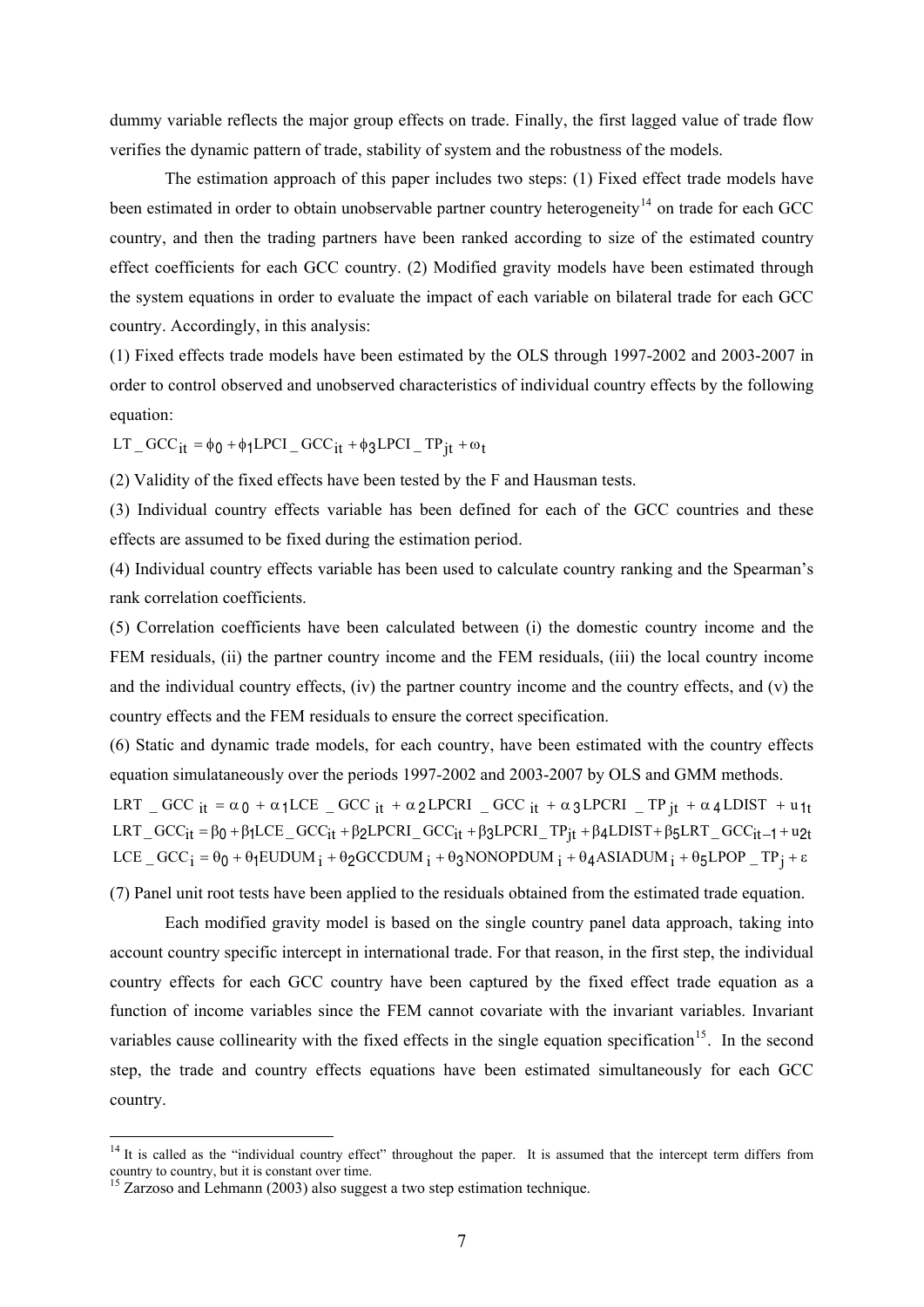dummy variable reflects the major group effects on trade. Finally, the first lagged value of trade flow verifies the dynamic pattern of trade, stability of system and the robustness of the models.

The estimation approach of this paper includes two steps: (1) Fixed effect trade models have been estimated in order to obtain unobservable partner country heterogeneity[14] on trade for each GCC country, and then the trading partners have been ranked according to size of the estimated country effect coefficients for each GCC country. (2) Modified gravity models have been estimated through the system equations in order to evaluate the impact of each variable on bilateral trade for each GCC country. Accordingly, in this analysis:

(1) Fixed effects trade models have been estimated by the OLS through 1997-2002 and 2003-2007 in order to control observed and unobserved characteristics of individual country effects by the following equation:

$$LT\_GCC_{it} = \phi_0 + \phi_1 LPCI\_GCC_{it} + \phi_3 LPCI\_TP_{jt} + \omega_t$$

(2) Validity of the fixed effects have been tested by the F and Hausman tests.

(3) Individual country effects variable has been defined for each of the GCC countries and these effects are assumed to be fixed during the estimation period.

(4) Individual country effects variable has been used to calculate country ranking and the Spearman's rank correlation coefficients.

(5) Correlation coefficients have been calculated between (i) the domestic country income and the FEM residuals, (ii) the partner country income and the FEM residuals, (iii) the local country income and the individual country effects, (iv) the partner country income and the country effects, and (v) the country effects and the FEM residuals to ensure the correct specification.

(6) Static and dynamic trade models, for each country, have been estimated with the country effects equation simulataneously over the periods 1997-2002 and 2003-2007 by OLS and GMM methods.

$$LRT\_GCC_{it} = \alpha_0 + \alpha_1 LCE\_GCC_{it} + \alpha_2 LPCRI\_GCC_{it} + \alpha_3 LPCRI\_TP_{jt} + \alpha_4 LDIST + u_{1t}$$

$$LRT\_GCC_{it} = \beta_0 + \beta_1 LCE\_GCC_{it} + \beta_2 LPCRI\_GCC_{it} + \beta_3 LPCRI\_TP_{jt} + \beta_4 LDIST + \beta_5 LRT\_GCC_{it-1} + u_{2t}$$

$$LCE\_GCC_i = \theta_0 + \theta_1 EUDUM_i + \theta_2 GCCDUM_i + \theta_3 NONOPDUM_i + \theta_4 ASIADUM_i + \theta_5 LPOP\_TP_j + \varepsilon$$

(7) Panel unit root tests have been applied to the residuals obtained from the estimated trade equation.

Each modified gravity model is based on the single country panel data approach, taking into account country specific intercept in international trade. For that reason, in the first step, the individual country effects for each GCC country have been captured by the fixed effect trade equation as a function of income variables since the FEM cannot covariate with the invariant variables. Invariant variables cause collinearity with the fixed effects in the single equation specification[15]. In the second step, the trade and country effects equations have been estimated simultaneously for each GCC country.

[14] It is called as the "individual country effect" throughout the paper. It is assumed that the intercept term differs from country to country, but it is constant over time.

[15] Zarzoso and Lehmann (2003) also suggest a two step estimation technique.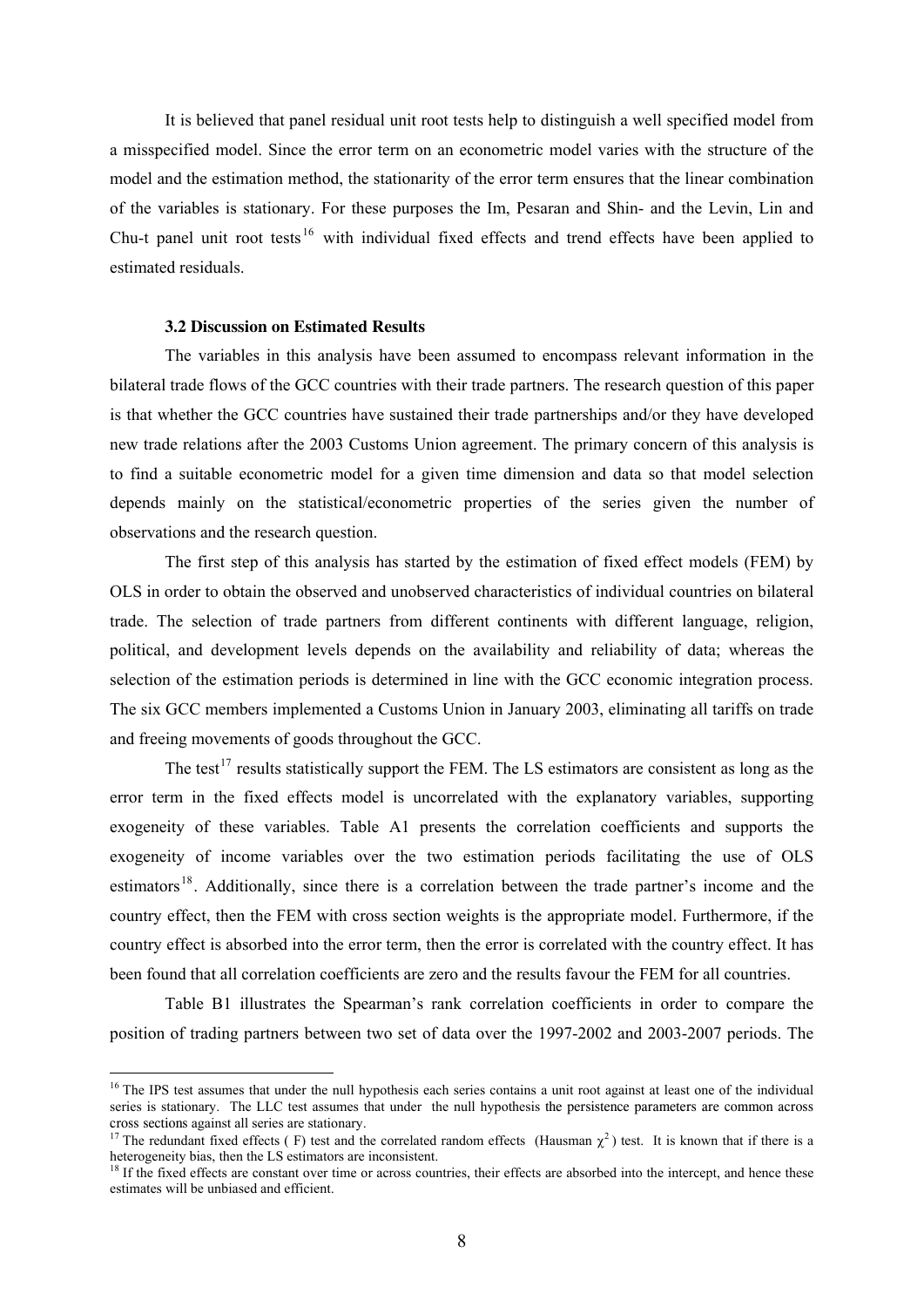It is believed that panel residual unit root tests help to distinguish a well specified model from a misspecified model. Since the error term on an econometric model varies with the structure of the model and the estimation method, the stationarity of the error term ensures that the linear combination of the variables is stationary. For these purposes the Im, Pesaran and Shin- and the Levin, Lin and Chu-t panel unit root tests[16] with individual fixed effects and trend effects have been applied to estimated residuals.

### 3.2 Discussion on Estimated Results

The variables in this analysis have been assumed to encompass relevant information in the bilateral trade flows of the GCC countries with their trade partners. The research question of this paper is that whether the GCC countries have sustained their trade partnerships and/or they have developed new trade relations after the 2003 Customs Union agreement. The primary concern of this analysis is to find a suitable econometric model for a given time dimension and data so that model selection depends mainly on the statistical/econometric properties of the series given the number of observations and the research question.

The first step of this analysis has started by the estimation of fixed effect models (FEM) by OLS in order to obtain the observed and unobserved characteristics of individual countries on bilateral trade. The selection of trade partners from different continents with different language, religion, political, and development levels depends on the availability and reliability of data; whereas the selection of the estimation periods is determined in line with the GCC economic integration process. The six GCC members implemented a Customs Union in January 2003, eliminating all tariffs on trade and freeing movements of goods throughout the GCC.

The test[17] results statistically support the FEM. The LS estimators are consistent as long as the error term in the fixed effects model is uncorrelated with the explanatory variables, supporting exogeneity of these variables. Table A1 presents the correlation coefficients and supports the exogeneity of income variables over the two estimation periods facilitating the use of OLS estimators[18]. Additionally, since there is a correlation between the trade partner's income and the country effect, then the FEM with cross section weights is the appropriate model. Furthermore, if the country effect is absorbed into the error term, then the error is correlated with the country effect. It has been found that all correlation coefficients are zero and the results favour the FEM for all countries.

Table B1 illustrates the Spearman's rank correlation coefficients in order to compare the position of trading partners between two set of data over the 1997-2002 and 2003-2007 periods. The

---

[16] The IPS test assumes that under the null hypothesis each series contains a unit root against at least one of the individual series is stationary. The LLC test assumes that under the null hypothesis the persistence parameters are common across cross sections against all series are stationary.

[17] The redundant fixed effects ( F) test and the correlated random effects (Hausman $\chi^2$) test. It is known that if there is a heterogeneity bias, then the LS estimators are inconsistent.

[18] If the fixed effects are constant over time or across countries, their effects are absorbed into the intercept, and hence these estimates will be unbiased and efficient.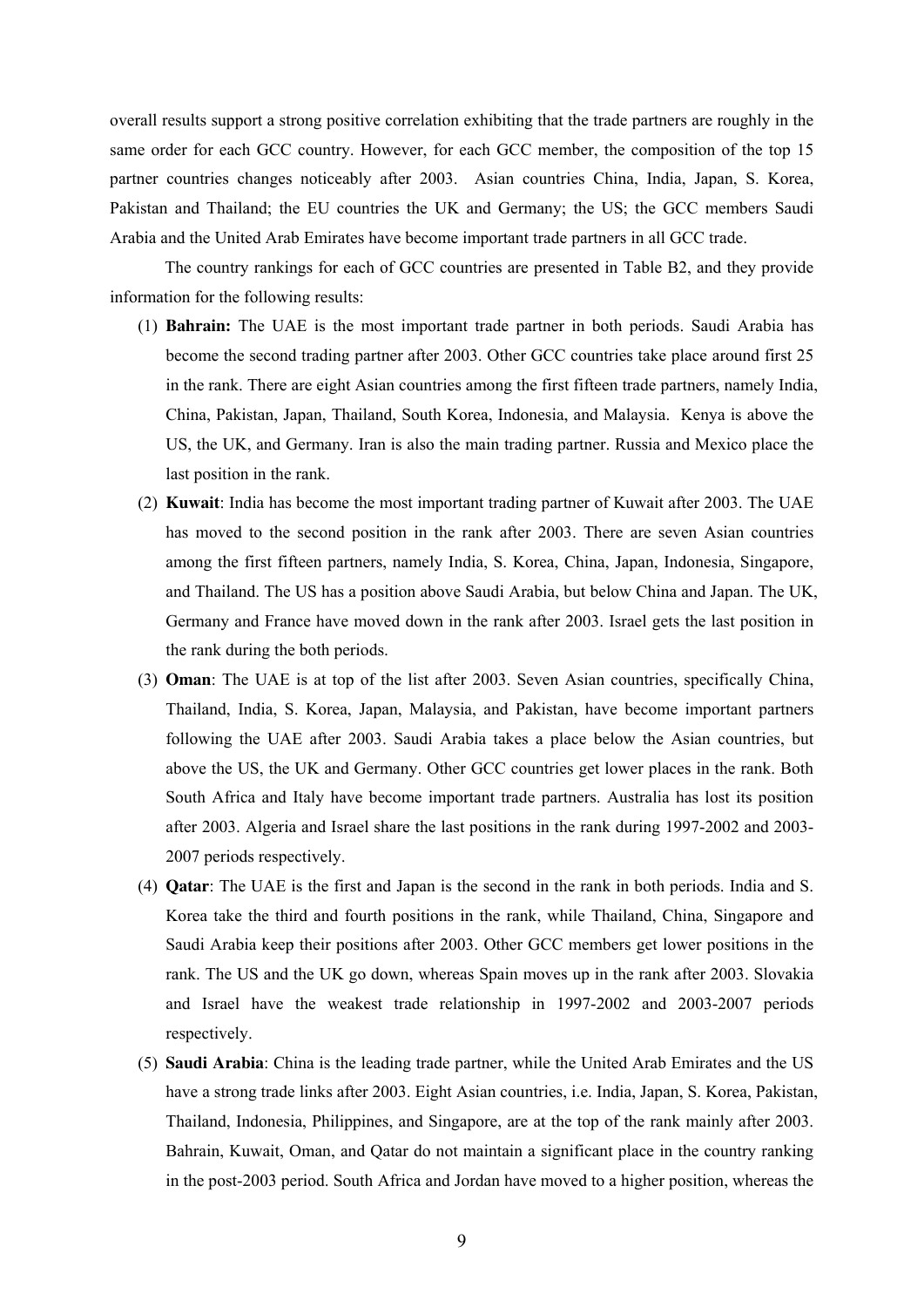overall results support a strong positive correlation exhibiting that the trade partners are roughly in the same order for each GCC country. However, for each GCC member, the composition of the top 15 partner countries changes noticeably after 2003. Asian countries China, India, Japan, S. Korea, Pakistan and Thailand; the EU countries the UK and Germany; the US; the GCC members Saudi Arabia and the United Arab Emirates have become important trade partners in all GCC trade.

The country rankings for each of GCC countries are presented in Table B2, and they provide information for the following results:

1. **Bahrain:** The UAE is the most important trade partner in both periods. Saudi Arabia has become the second trading partner after 2003. Other GCC countries take place around first 25 in the rank. There are eight Asian countries among the first fifteen trade partners, namely India, China, Pakistan, Japan, Thailand, South Korea, Indonesia, and Malaysia. Kenya is above the US, the UK, and Germany. Iran is also the main trading partner. Russia and Mexico place the last position in the rank.
2. **Kuwait**: India has become the most important trading partner of Kuwait after 2003. The UAE has moved to the second position in the rank after 2003. There are seven Asian countries among the first fifteen partners, namely India, S. Korea, China, Japan, Indonesia, Singapore, and Thailand. The US has a position above Saudi Arabia, but below China and Japan. The UK, Germany and France have moved down in the rank after 2003. Israel gets the last position in the rank during the both periods.
3. **Oman**: The UAE is at top of the list after 2003. Seven Asian countries, specifically China, Thailand, India, S. Korea, Japan, Malaysia, and Pakistan, have become important partners following the UAE after 2003. Saudi Arabia takes a place below the Asian countries, but above the US, the UK and Germany. Other GCC countries get lower places in the rank. Both South Africa and Italy have become important trade partners. Australia has lost its position after 2003. Algeria and Israel share the last positions in the rank during 1997-2002 and 2003-2007 periods respectively.
4. **Qatar**: The UAE is the first and Japan is the second in the rank in both periods. India and S. Korea take the third and fourth positions in the rank, while Thailand, China, Singapore and Saudi Arabia keep their positions after 2003. Other GCC members get lower positions in the rank. The US and the UK go down, whereas Spain moves up in the rank after 2003. Slovakia and Israel have the weakest trade relationship in 1997-2002 and 2003-2007 periods respectively.
5. **Saudi Arabia**: China is the leading trade partner, while the United Arab Emirates and the US have a strong trade links after 2003. Eight Asian countries, i.e. India, Japan, S. Korea, Pakistan, Thailand, Indonesia, Philippines, and Singapore, are at the top of the rank mainly after 2003. Bahrain, Kuwait, Oman, and Qatar do not maintain a significant place in the country ranking in the post-2003 period. South Africa and Jordan have moved to a higher position, whereas the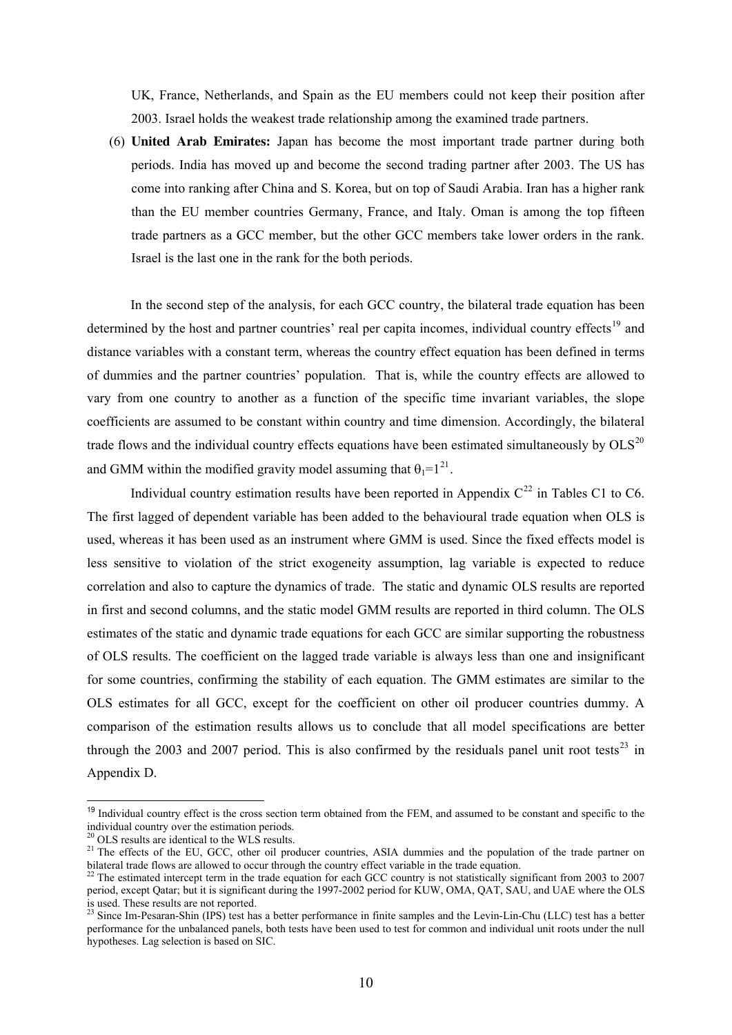UK, France, Netherlands, and Spain as the EU members could not keep their position after 2003. Israel holds the weakest trade relationship among the examined trade partners.

(6) **United Arab Emirates:** Japan has become the most important trade partner during both periods. India has moved up and become the second trading partner after 2003. The US has come into ranking after China and S. Korea, but on top of Saudi Arabia. Iran has a higher rank than the EU member countries Germany, France, and Italy. Oman is among the top fifteen trade partners as a GCC member, but the other GCC members take lower orders in the rank. Israel is the last one in the rank for the both periods.

In the second step of the analysis, for each GCC country, the bilateral trade equation has been determined by the host and partner countries' real per capita incomes, individual country effects[19] and distance variables with a constant term, whereas the country effect equation has been defined in terms of dummies and the partner countries' population. That is, while the country effects are allowed to vary from one country to another as a function of the specific time invariant variables, the slope coefficients are assumed to be constant within country and time dimension. Accordingly, the bilateral trade flows and the individual country effects equations have been estimated simultaneously by OLS[20] and GMM within the modified gravity model assuming that $\theta_1=1$[21].

Individual country estimation results have been reported in Appendix C[22] in Tables C1 to C6. The first lagged of dependent variable has been added to the behavioural trade equation when OLS is used, whereas it has been used as an instrument where GMM is used. Since the fixed effects model is less sensitive to violation of the strict exogeneity assumption, lag variable is expected to reduce correlation and also to capture the dynamics of trade. The static and dynamic OLS results are reported in first and second columns, and the static model GMM results are reported in third column. The OLS estimates of the static and dynamic trade equations for each GCC are similar supporting the robustness of OLS results. The coefficient on the lagged trade variable is always less than one and insignificant for some countries, confirming the stability of each equation. The GMM estimates are similar to the OLS estimates for all GCC, except for the coefficient on other oil producer countries dummy. A comparison of the estimation results allows us to conclude that all model specifications are better through the 2003 and 2007 period. This is also confirmed by the residuals panel unit root tests[23] in Appendix D.

---

[19] Individual country effect is the cross section term obtained from the FEM, and assumed to be constant and specific to the individual country over the estimation periods.

[20] OLS results are identical to the WLS results.

[21] The effects of the EU, GCC, other oil producer countries, ASIA dummies and the population of the trade partner on bilateral trade flows are allowed to occur through the country effect variable in the trade equation.

[22] The estimated intercept term in the trade equation for each GCC country is not statistically significant from 2003 to 2007 period, except Qatar; but it is significant during the 1997-2002 period for KUW, OMA, QAT, SAU, and UAE where the OLS is used. These results are not reported.

[23] Since Im-Pesaran-Shin (IPS) test has a better performance in finite samples and the Levin-Lin-Chu (LLC) test has a better performance for the unbalanced panels, both tests have been used to test for common and individual unit roots under the null hypotheses. Lag selection is based on SIC.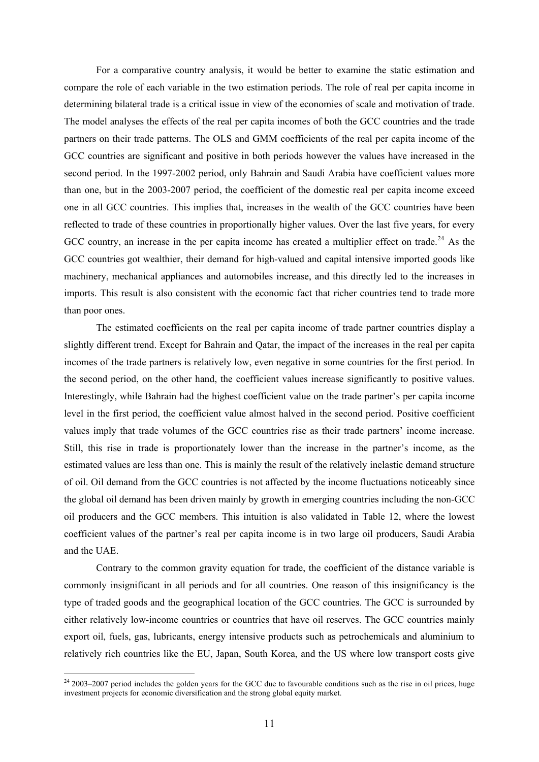For a comparative country analysis, it would be better to examine the static estimation and compare the role of each variable in the two estimation periods. The role of real per capita income in determining bilateral trade is a critical issue in view of the economies of scale and motivation of trade. The model analyses the effects of the real per capita incomes of both the GCC countries and the trade partners on their trade patterns. The OLS and GMM coefficients of the real per capita income of the GCC countries are significant and positive in both periods however the values have increased in the second period. In the 1997-2002 period, only Bahrain and Saudi Arabia have coefficient values more than one, but in the 2003-2007 period, the coefficient of the domestic real per capita income exceed one in all GCC countries. This implies that, increases in the wealth of the GCC countries have been reflected to trade of these countries in proportionally higher values. Over the last five years, for every GCC country, an increase in the per capita income has created a multiplier effect on trade.[24] As the GCC countries got wealthier, their demand for high-valued and capital intensive imported goods like machinery, mechanical appliances and automobiles increase, and this directly led to the increases in imports. This result is also consistent with the economic fact that richer countries tend to trade more than poor ones.

The estimated coefficients on the real per capita income of trade partner countries display a slightly different trend. Except for Bahrain and Qatar, the impact of the increases in the real per capita incomes of the trade partners is relatively low, even negative in some countries for the first period. In the second period, on the other hand, the coefficient values increase significantly to positive values. Interestingly, while Bahrain had the highest coefficient value on the trade partner's per capita income level in the first period, the coefficient value almost halved in the second period. Positive coefficient values imply that trade volumes of the GCC countries rise as their trade partners' income increase. Still, this rise in trade is proportionately lower than the increase in the partner's income, as the estimated values are less than one. This is mainly the result of the relatively inelastic demand structure of oil. Oil demand from the GCC countries is not affected by the income fluctuations noticeably since the global oil demand has been driven mainly by growth in emerging countries including the non-GCC oil producers and the GCC members. This intuition is also validated in Table 12, where the lowest coefficient values of the partner's real per capita income is in two large oil producers, Saudi Arabia and the UAE.

Contrary to the common gravity equation for trade, the coefficient of the distance variable is commonly insignificant in all periods and for all countries. One reason of this insignificancy is the type of traded goods and the geographical location of the GCC countries. The GCC is surrounded by either relatively low-income countries or countries that have oil reserves. The GCC countries mainly export oil, fuels, gas, lubricants, energy intensive products such as petrochemicals and aluminium to relatively rich countries like the EU, Japan, South Korea, and the US where low transport costs give

[24] 2003–2007 period includes the golden years for the GCC due to favourable conditions such as the rise in oil prices, huge investment projects for economic diversification and the strong global equity market.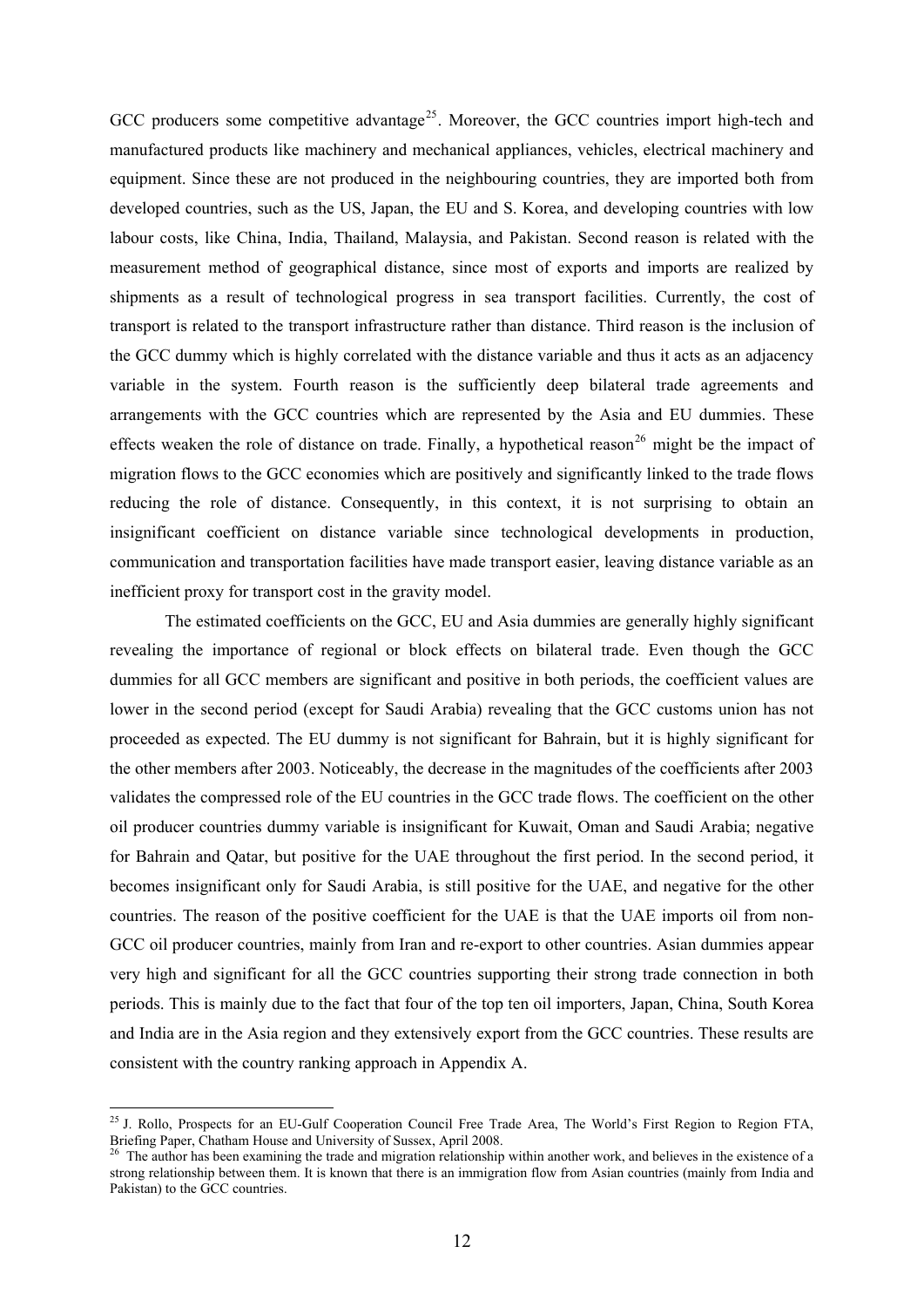GCC producers some competitive advantage[25]. Moreover, the GCC countries import high-tech and manufactured products like machinery and mechanical appliances, vehicles, electrical machinery and equipment. Since these are not produced in the neighbouring countries, they are imported both from developed countries, such as the US, Japan, the EU and S. Korea, and developing countries with low labour costs, like China, India, Thailand, Malaysia, and Pakistan. Second reason is related with the measurement method of geographical distance, since most of exports and imports are realized by shipments as a result of technological progress in sea transport facilities. Currently, the cost of transport is related to the transport infrastructure rather than distance. Third reason is the inclusion of the GCC dummy which is highly correlated with the distance variable and thus it acts as an adjacency variable in the system. Fourth reason is the sufficiently deep bilateral trade agreements and arrangements with the GCC countries which are represented by the Asia and EU dummies. These effects weaken the role of distance on trade. Finally, a hypothetical reason[26] might be the impact of migration flows to the GCC economies which are positively and significantly linked to the trade flows reducing the role of distance. Consequently, in this context, it is not surprising to obtain an insignificant coefficient on distance variable since technological developments in production, communication and transportation facilities have made transport easier, leaving distance variable as an inefficient proxy for transport cost in the gravity model.

The estimated coefficients on the GCC, EU and Asia dummies are generally highly significant revealing the importance of regional or block effects on bilateral trade. Even though the GCC dummies for all GCC members are significant and positive in both periods, the coefficient values are lower in the second period (except for Saudi Arabia) revealing that the GCC customs union has not proceeded as expected. The EU dummy is not significant for Bahrain, but it is highly significant for the other members after 2003. Noticeably, the decrease in the magnitudes of the coefficients after 2003 validates the compressed role of the EU countries in the GCC trade flows. The coefficient on the other oil producer countries dummy variable is insignificant for Kuwait, Oman and Saudi Arabia; negative for Bahrain and Qatar, but positive for the UAE throughout the first period. In the second period, it becomes insignificant only for Saudi Arabia, is still positive for the UAE, and negative for the other countries. The reason of the positive coefficient for the UAE is that the UAE imports oil from non-GCC oil producer countries, mainly from Iran and re-export to other countries. Asian dummies appear very high and significant for all the GCC countries supporting their strong trade connection in both periods. This is mainly due to the fact that four of the top ten oil importers, Japan, China, South Korea and India are in the Asia region and they extensively export from the GCC countries. These results are consistent with the country ranking approach in Appendix A.

---

[25] J. Rollo, Prospects for an EU-Gulf Cooperation Council Free Trade Area, The World's First Region to Region FTA, Briefing Paper, Chatham House and University of Sussex, April 2008.

[26] The author has been examining the trade and migration relationship within another work, and believes in the existence of a strong relationship between them. It is known that there is an immigration flow from Asian countries (mainly from India and Pakistan) to the GCC countries.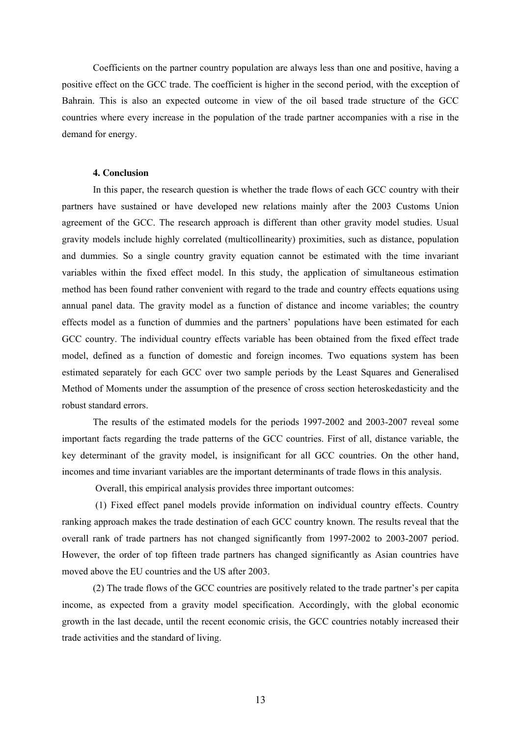Coefficients on the partner country population are always less than one and positive, having a positive effect on the GCC trade. The coefficient is higher in the second period, with the exception of Bahrain. This is also an expected outcome in view of the oil based trade structure of the GCC countries where every increase in the population of the trade partner accompanies with a rise in the demand for energy.

## 4. Conclusion

In this paper, the research question is whether the trade flows of each GCC country with their partners have sustained or have developed new relations mainly after the 2003 Customs Union agreement of the GCC. The research approach is different than other gravity model studies. Usual gravity models include highly correlated (multicollinearity) proximities, such as distance, population and dummies. So a single country gravity equation cannot be estimated with the time invariant variables within the fixed effect model. In this study, the application of simultaneous estimation method has been found rather convenient with regard to the trade and country effects equations using annual panel data. The gravity model as a function of distance and income variables; the country effects model as a function of dummies and the partners' populations have been estimated for each GCC country. The individual country effects variable has been obtained from the fixed effect trade model, defined as a function of domestic and foreign incomes. Two equations system has been estimated separately for each GCC over two sample periods by the Least Squares and Generalised Method of Moments under the assumption of the presence of cross section heteroskedasticity and the robust standard errors.

The results of the estimated models for the periods 1997-2002 and 2003-2007 reveal some important facts regarding the trade patterns of the GCC countries. First of all, distance variable, the key determinant of the gravity model, is insignificant for all GCC countries. On the other hand, incomes and time invariant variables are the important determinants of trade flows in this analysis.

Overall, this empirical analysis provides three important outcomes:

(1) Fixed effect panel models provide information on individual country effects. Country ranking approach makes the trade destination of each GCC country known. The results reveal that the overall rank of trade partners has not changed significantly from 1997-2002 to 2003-2007 period. However, the order of top fifteen trade partners has changed significantly as Asian countries have moved above the EU countries and the US after 2003.

(2) The trade flows of the GCC countries are positively related to the trade partner's per capita income, as expected from a gravity model specification. Accordingly, with the global economic growth in the last decade, until the recent economic crisis, the GCC countries notably increased their trade activities and the standard of living.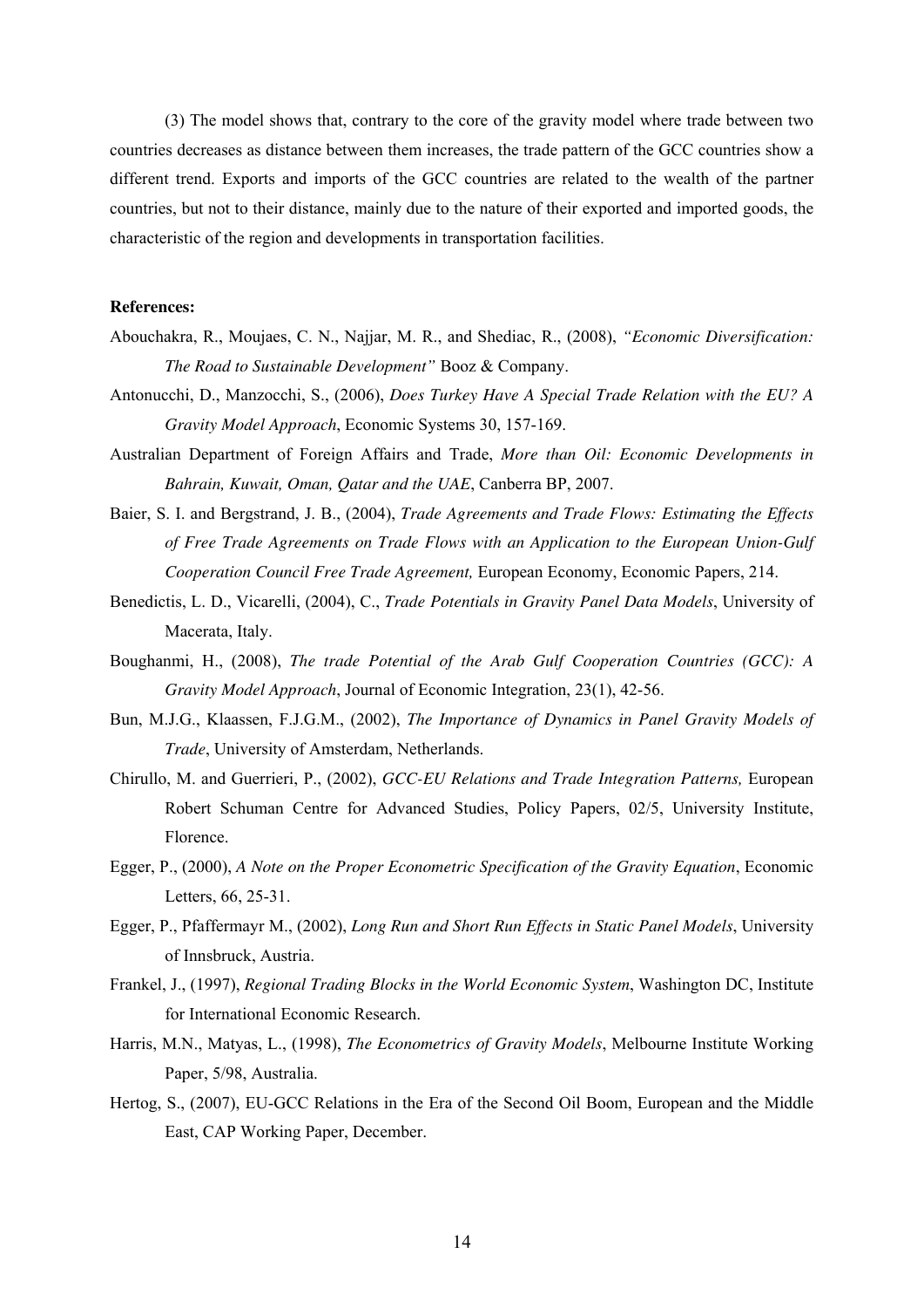(3) The model shows that, contrary to the core of the gravity model where trade between two countries decreases as distance between them increases, the trade pattern of the GCC countries show a different trend. Exports and imports of the GCC countries are related to the wealth of the partner countries, but not to their distance, mainly due to the nature of their exported and imported goods, the characteristic of the region and developments in transportation facilities.

**References:**

Abouchakra, R., Moujaes, C. N., Najjar, M. R., and Shediac, R., (2008), *"Economic Diversification: The Road to Sustainable Development"* Booz & Company.

Antonucchi, D., Manzocchi, S., (2006), *Does Turkey Have A Special Trade Relation with the EU? A Gravity Model Approach*, Economic Systems 30, 157-169.

Australian Department of Foreign Affairs and Trade, *More than Oil: Economic Developments in Bahrain, Kuwait, Oman, Qatar and the UAE*, Canberra BP, 2007.

Baier, S. I. and Bergstrand, J. B., (2004), *Trade Agreements and Trade Flows: Estimating the Effects of Free Trade Agreements on Trade Flows with an Application to the European Union-Gulf Cooperation Council Free Trade Agreement,* European Economy, Economic Papers, 214.

Benedictis, L. D., Vicarelli, (2004), C., *Trade Potentials in Gravity Panel Data Models*, University of Macerata, Italy.

Boughanmi, H., (2008), *The trade Potential of the Arab Gulf Cooperation Countries (GCC): A Gravity Model Approach*, Journal of Economic Integration, 23(1), 42-56.

Bun, M.J.G., Klaassen, F.J.G.M., (2002), *The Importance of Dynamics in Panel Gravity Models of Trade*, University of Amsterdam, Netherlands.

Chirullo, M. and Guerrieri, P., (2002), *GCC-EU Relations and Trade Integration Patterns,* European Robert Schuman Centre for Advanced Studies, Policy Papers, 02/5, University Institute, Florence.

Egger, P., (2000), *A Note on the Proper Econometric Specification of the Gravity Equation*, Economic Letters, 66, 25-31.

Egger, P., Pfaffermayr M., (2002), *Long Run and Short Run Effects in Static Panel Models*, University of Innsbruck, Austria.

Frankel, J., (1997), *Regional Trading Blocks in the World Economic System*, Washington DC, Institute for International Economic Research.

Harris, M.N., Matyas, L., (1998), *The Econometrics of Gravity Models*, Melbourne Institute Working Paper, 5/98, Australia.

Hertog, S., (2007), EU-GCC Relations in the Era of the Second Oil Boom, European and the Middle East, CAP Working Paper, December.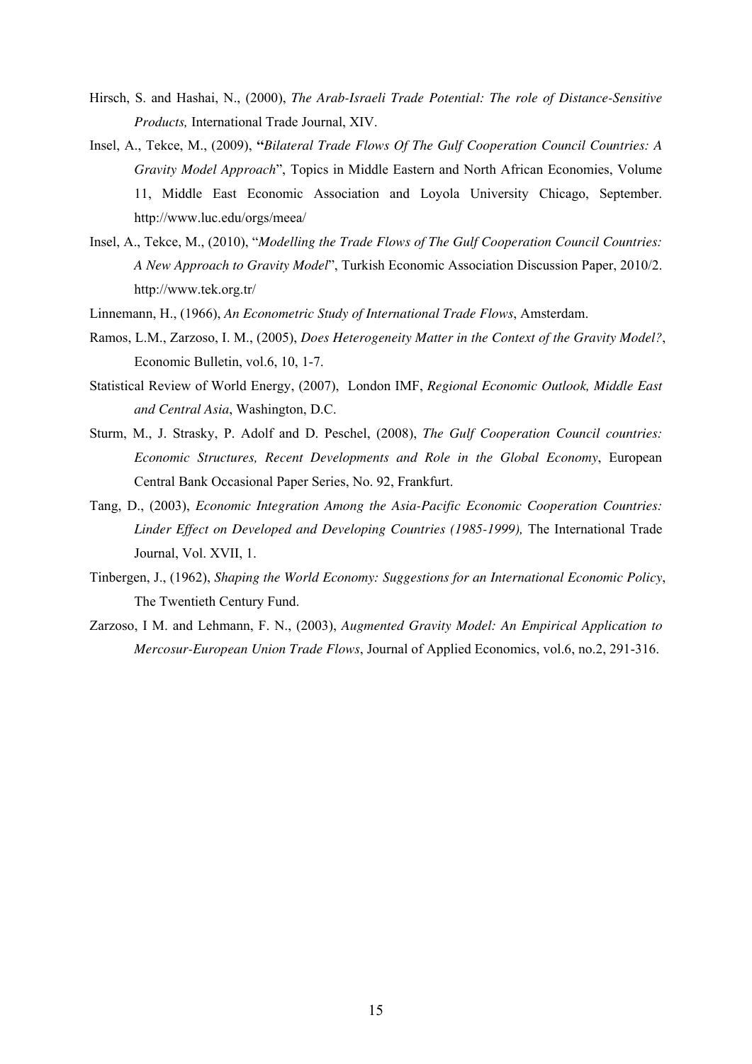Hirsch, S. and Hashai, N., (2000), *The Arab-Israeli Trade Potential: The role of Distance-Sensitive Products,* International Trade Journal, XIV.

Insel, A., Tekce, M., (2009), **"***Bilateral Trade Flows Of The Gulf Cooperation Council Countries: A Gravity Model Approach*", Topics in Middle Eastern and North African Economies, Volume 11, Middle East Economic Association and Loyola University Chicago, September. http://www.luc.edu/orgs/meea/

Insel, A., Tekce, M., (2010), "*Modelling the Trade Flows of The Gulf Cooperation Council Countries: A New Approach to Gravity Model*", Turkish Economic Association Discussion Paper, 2010/2. http://www.tek.org.tr/

Linnemann, H., (1966), *An Econometric Study of International Trade Flows*, Amsterdam.

Ramos, L.M., Zarzoso, I. M., (2005), *Does Heterogeneity Matter in the Context of the Gravity Model?*, Economic Bulletin, vol.6, 10, 1-7.

Statistical Review of World Energy, (2007), London IMF, *Regional Economic Outlook, Middle East and Central Asia*, Washington, D.C.

Sturm, M., J. Strasky, P. Adolf and D. Peschel, (2008), *The Gulf Cooperation Council countries: Economic Structures, Recent Developments and Role in the Global Economy*, European Central Bank Occasional Paper Series, No. 92, Frankfurt.

Tang, D., (2003), *Economic Integration Among the Asia-Pacific Economic Cooperation Countries: Linder Effect on Developed and Developing Countries (1985-1999),* The International Trade Journal, Vol. XVII, 1.

Tinbergen, J., (1962), *Shaping the World Economy: Suggestions for an International Economic Policy*, The Twentieth Century Fund.

Zarzoso, I M. and Lehmann, F. N., (2003), *Augmented Gravity Model: An Empirical Application to Mercosur-European Union Trade Flows*, Journal of Applied Economics, vol.6, no.2, 291-316.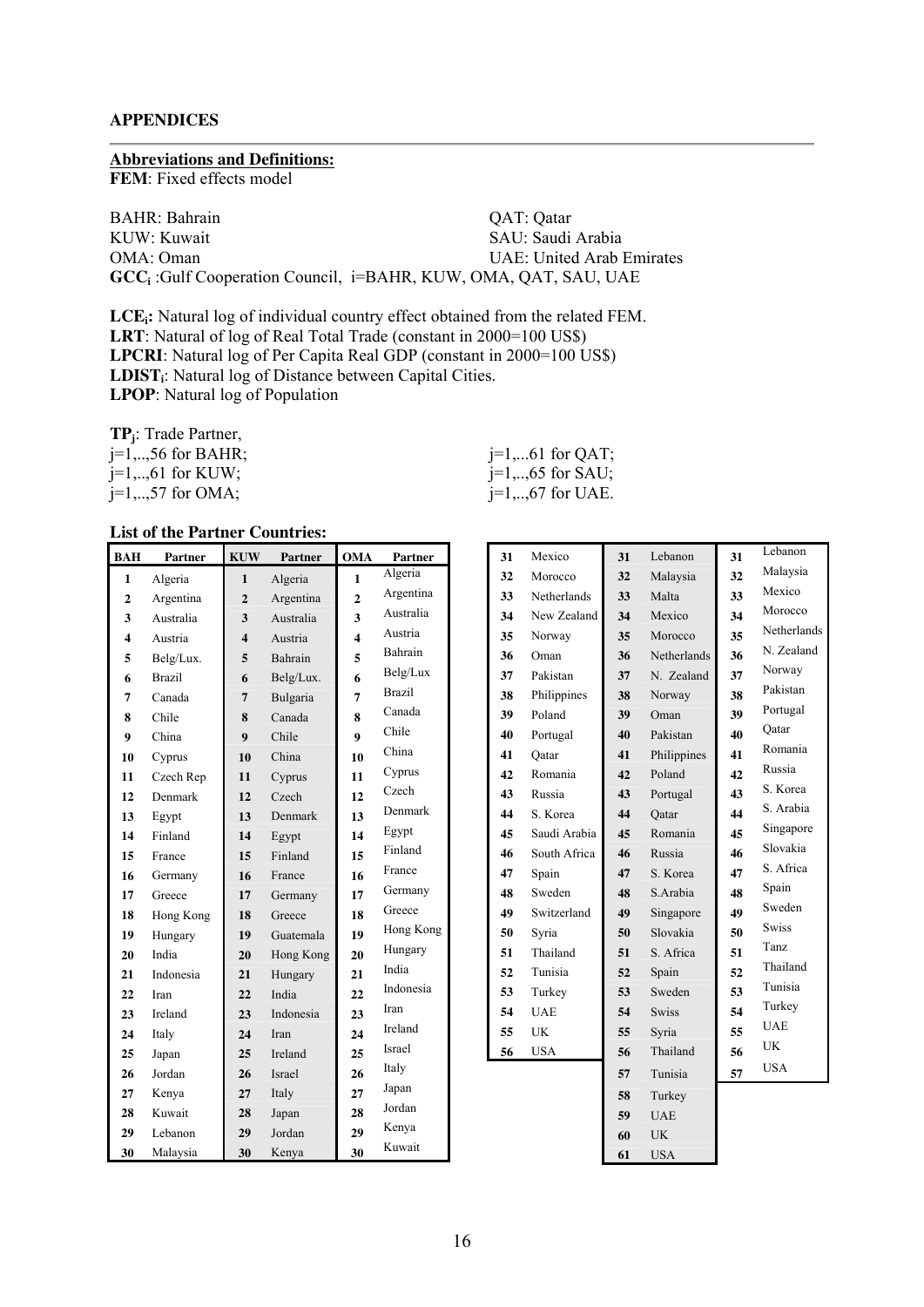## APPENDICES

**Abbreviations and Definitions:**

**FEM**: Fixed effects model

BAHR: Bahrain
KUW: Kuwait
OMA: Oman
QAT: Qatar
SAU: Saudi Arabia
UAE: United Arab Emirates

**$GCC_i$** :Gulf Cooperation Council, i=BAHR, KUW, OMA, QAT, SAU, UAE

**$LCE_i$:** Natural log of individual country effect obtained from the related FEM.
**LRT**: Natural of log of Real Total Trade (constant in 2000=100 US$)
**LPCRI**: Natural log of Per Capita Real GDP (constant in 2000=100 US$)
**$LDIST_i$**: Natural log of Distance between Capital Cities.
**LPOP**: Natural log of Population

**$TP_j$**: Trade Partner,
j=1,..,56 for BAHR;
j=1,..,61 for KUW;
j=1,..,57 for OMA;
j=1,...61 for QAT;
j=1,..,65 for SAU;
j=1,..,67 for UAE.

**List of the Partner Countries:**

| BAH | Partner | KUW | Partner | OMA | Partner |
|---|---|---|---|---|---|
| 1 | Algeria | 1 | Algeria | 1 | Algeria |
| 2 | Argentina | 2 | Argentina | 2 | Argentina |
| 3 | Australia | 3 | Australia | 3 | Australia |
| 4 | Austria | 4 | Austria | 4 | Austria |
| 5 | Belg/Lux. | 5 | Bahrain | 5 | Bahrain |
| 6 | Brazil | 6 | Belg/Lux. | 6 | Belg/Lux |
| 7 | Canada | 7 | Bulgaria | 7 | Brazil |
| 8 | Chile | 8 | Canada | 8 | Canada |
| 9 | China | 9 | Chile | 9 | Chile |
| 10 | Cyprus | 10 | China | 10 | China |
| 11 | Czech Rep | 11 | Cyprus | 11 | Cyprus |
| 12 | Denmark | 12 | Czech | 12 | Czech |
| 13 | Egypt | 13 | Denmark | 13 | Denmark |
| 14 | Finland | 14 | Egypt | 14 | Egypt |
| 15 | France | 15 | Finland | 15 | Finland |
| 16 | Germany | 16 | France | 16 | France |
| 17 | Greece | 17 | Germany | 17 | Germany |
| 18 | Hong Kong | 18 | Greece | 18 | Greece |
| 19 | Hungary | 19 | Guatemala | 19 | Hong Kong |
| 20 | India | 20 | Hong Kong | 20 | Hungary |
| 21 | Indonesia | 21 | Hungary | 21 | India |
| 22 | Iran | 22 | India | 22 | Indonesia |
| 23 | Ireland | 23 | Indonesia | 23 | Iran |
| 24 | Italy | 24 | Iran | 24 | Ireland |
| 25 | Japan | 25 | Ireland | 25 | Israel |
| 26 | Jordan | 26 | Israel | 26 | Italy |
| 27 | Kenya | 27 | Italy | 27 | Japan |
| 28 | Kuwait | 28 | Japan | 28 | Jordan |
| 29 | Lebanon | 29 | Jordan | 29 | Kenya |
| 30 | Malaysia | 30 | Kenya | 30 | Kuwait |
| 31 | Mexico | 31 | Lebanon | 31 | Lebanon |
| 32 | Morocco | 32 | Malaysia | 32 | Malaysia |
| 33 | Netherlands | 33 | Malta | 33 | Mexico |
| 34 | New Zealand | 34 | Mexico | 34 | Morocco |
| 35 | Norway | 35 | Morocco | 35 | Netherlands |
| 36 | Oman | 36 | Netherlands | 36 | N. Zealand |
| 37 | Pakistan | 37 | N. Zealand | 37 | Norway |
| 38 | Philippines | 38 | Norway | 38 | Pakistan |
| 39 | Poland | 39 | Oman | 39 | Portugal |
| 40 | Portugal | 40 | Pakistan | 40 | Qatar |
| 41 | Qatar | 41 | Philippines | 41 | Romania |
| 42 | Romania | 42 | Poland | 42 | Russia |
| 43 | Russia | 43 | Portugal | 43 | S. Korea |
| 44 | S. Korea | 44 | Qatar | 44 | S. Arabia |
| 45 | Saudi Arabia | 45 | Romania | 45 | Singapore |
| 46 | South Africa | 46 | Russia | 46 | Slovakia |
| 47 | Spain | 47 | S. Korea | 47 | S. Africa |
| 48 | Sweden | 48 | S.Arabia | 48 | Spain |
| 49 | Switzerland | 49 | Singapore | 49 | Sweden |
| 50 | Syria | 50 | Slovakia | 50 | Swiss |
| 51 | Thailand | 51 | S. Africa | 51 | Tanz |
| 52 | Tunisia | 52 | Spain | 52 | Thailand |
| 53 | Turkey | 53 | Sweden | 53 | Tunisia |
| 54 | UAE | 54 | Swiss | 54 | Turkey |
| 55 | UK | 55 | Syria | 55 | UAE |
| 56 | USA | 56 | Thailand | 56 | UK |
| | | 57 | Tunisia | 57 | USA |
| | | 58 | Turkey | | |
| | | 59 | UAE | | |
| | | 60 | UK | | |
| | | 61 | USA | | |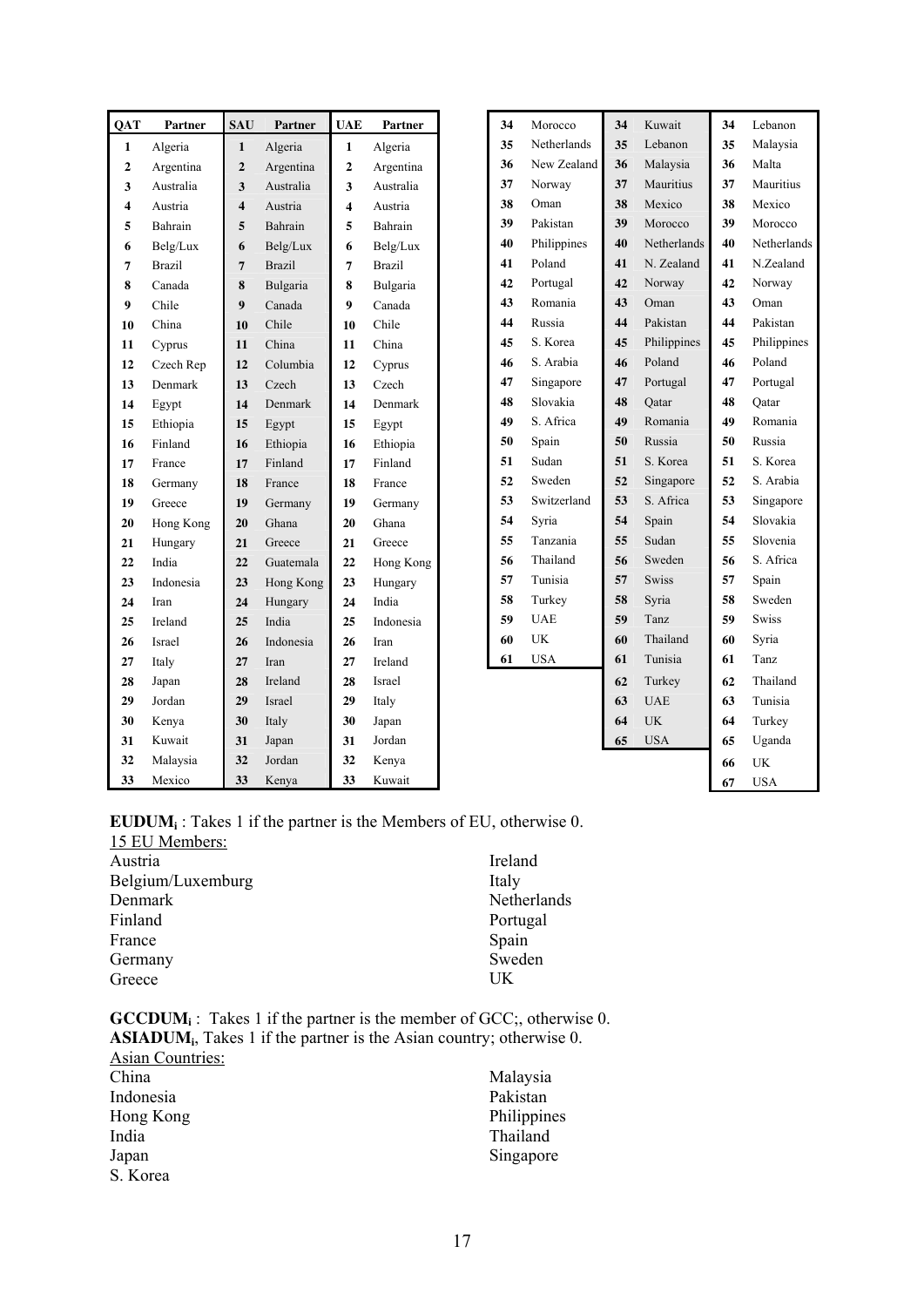| QAT | Partner | SAU | Partner | UAE | Partner |
|---|---|---|---|---|---|
| 1 | Algeria | 1 | Algeria | 1 | Algeria |
| 2 | Argentina | 2 | Argentina | 2 | Argentina |
| 3 | Australia | 3 | Australia | 3 | Australia |
| 4 | Austria | 4 | Austria | 4 | Austria |
| 5 | Bahrain | 5 | Bahrain | 5 | Bahrain |
| 6 | Belg/Lux | 6 | Belg/Lux | 6 | Belg/Lux |
| 7 | Brazil | 7 | Brazil | 7 | Brazil |
| 8 | Canada | 8 | Bulgaria | 8 | Bulgaria |
| 9 | Chile | 9 | Canada | 9 | Canada |
| 10 | China | 10 | Chile | 10 | Chile |
| 11 | Cyprus | 11 | China | 11 | China |
| 12 | Czech Rep | 12 | Columbia | 12 | Cyprus |
| 13 | Denmark | 13 | Czech | 13 | Czech |
| 14 | Egypt | 14 | Denmark | 14 | Denmark |
| 15 | Ethiopia | 15 | Egypt | 15 | Egypt |
| 16 | Finland | 16 | Ethiopia | 16 | Ethiopia |
| 17 | France | 17 | Finland | 17 | Finland |
| 18 | Germany | 18 | France | 18 | France |
| 19 | Greece | 19 | Germany | 19 | Germany |
| 20 | Hong Kong | 20 | Ghana | 20 | Ghana |
| 21 | Hungary | 21 | Greece | 21 | Greece |
| 22 | India | 22 | Guatemala | 22 | Hong Kong |
| 23 | Indonesia | 23 | Hong Kong | 23 | Hungary |
| 24 | Iran | 24 | Hungary | 24 | India |
| 25 | Ireland | 25 | India | 25 | Indonesia |
| 26 | Israel | 26 | Indonesia | 26 | Iran |
| 27 | Italy | 27 | Iran | 27 | Ireland |
| 28 | Japan | 28 | Ireland | 28 | Israel |
| 29 | Jordan | 29 | Israel | 29 | Italy |
| 30 | Kenya | 30 | Italy | 30 | Japan |
| 31 | Kuwait | 31 | Japan | 31 | Jordan |
| 32 | Malaysia | 32 | Jordan | 32 | Kenya |
| 33 | Mexico | 33 | Kenya | 33 | Kuwait |
| 34 | Morocco | 34 | Kuwait | 34 | Lebanon |
| 35 | Netherlands | 35 | Lebanon | 35 | Malaysia |
| 36 | New Zealand | 36 | Malaysia | 36 | Malta |
| 37 | Norway | 37 | Mauritius | 37 | Mauritius |
| 38 | Oman | 38 | Mexico | 38 | Mexico |
| 39 | Pakistan | 39 | Morocco | 39 | Morocco |
| 40 | Philippines | 40 | Netherlands | 40 | Netherlands |
| 41 | Poland | 41 | N. Zealand | 41 | N.Zealand |
| 42 | Portugal | 42 | Norway | 42 | Norway |
| 43 | Romania | 43 | Oman | 43 | Oman |
| 44 | Russia | 44 | Pakistan | 44 | Pakistan |
| 45 | S. Korea | 45 | Philippines | 45 | Philippines |
| 46 | S. Arabia | 46 | Poland | 46 | Poland |
| 47 | Singapore | 47 | Portugal | 47 | Portugal |
| 48 | Slovakia | 48 | Qatar | 48 | Qatar |
| 49 | S. Africa | 49 | Romania | 49 | Romania |
| 50 | Spain | 50 | Russia | 50 | Russia |
| 51 | Sudan | 51 | S. Korea | 51 | S. Korea |
| 52 | Sweden | 52 | Singapore | 52 | S. Arabia |
| 53 | Switzerland | 53 | S. Africa | 53 | Singapore |
| 54 | Syria | 54 | Spain | 54 | Slovakia |
| 55 | Tanzania | 55 | Sudan | 55 | Slovenia |
| 56 | Thailand | 56 | Sweden | 56 | S. Africa |
| 57 | Tunisia | 57 | Swiss | 57 | Spain |
| 58 | Turkey | 58 | Syria | 58 | Sweden |
| 59 | UAE | 59 | Tanz | 59 | Swiss |
| 60 | UK | 60 | Thailand | 60 | Syria |
| 61 | USA | 61 | Tunisia | 61 | Tanz |
| | | 62 | Turkey | 62 | Thailand |
| | | 63 | UAE | 63 | Tunisia |
| | | 64 | UK | 64 | Turkey |
| | | 65 | USA | 65 | Uganda |
| | | | | 66 | UK |
| | | | | 67 | USA |

**$EUDUM_i$** : Takes 1 if the partner is the Members of EU, otherwise 0.

15 EU Members:

- Austria
- Belgium/Luxemburg
- Denmark
- Finland
- France
- Germany
- Greece
- Ireland
- Italy
- Netherlands
- Portugal
- Spain
- Sweden
- UK

**$GCCDUM_i$** : Takes 1 if the partner is the member of GCC;, otherwise 0.

**$ASIADUM_i$**, Takes 1 if the partner is the Asian country; otherwise 0.

Asian Countries:

- China
- Indonesia
- Hong Kong
- India
- Japan
- S. Korea
- Malaysia
- Pakistan
- Philippines
- Thailand
- Singapore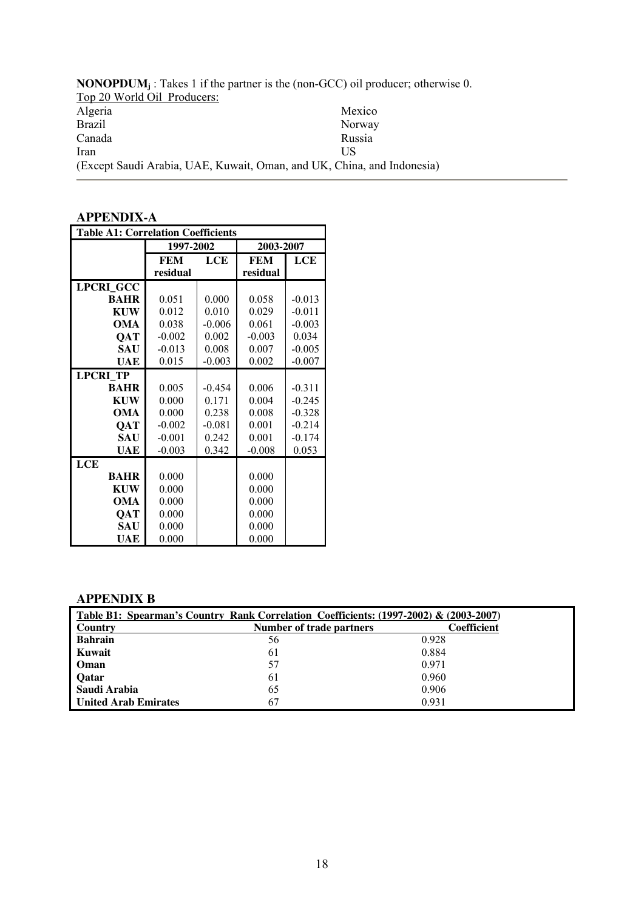**NONOPDUM$_j$** : Takes 1 if the partner is the (non-GCC) oil producer; otherwise 0.

Top 20 World Oil Producers:

| | |
|---|---|
| Algeria | Mexico |
| Brazil | Norway |
| Canada | Russia |
| Iran | US |

(Except Saudi Arabia, UAE, Kuwait, Oman, and UK, China, and Indonesia)

## APPENDIX-A

**Table A1: Correlation Coefficients**

| | 1997-2002 | | 2003-2007 | |
|---|---|---|---|---|
| | FEM residual | LCE | FEM residual | LCE |
| **LPCRI_GCC** | | | | |
| **BAHR** | 0.051 | 0.000 | 0.058 | -0.013 |
| **KUW** | 0.012 | 0.010 | 0.029 | -0.011 |
| **OMA** | 0.038 | -0.006 | 0.061 | -0.003 |
| **QAT** | -0.002 | 0.002 | -0.003 | 0.034 |
| **SAU** | -0.013 | 0.008 | 0.007 | -0.005 |
| **UAE** | 0.015 | -0.003 | 0.002 | -0.007 |
| **LPCRI_TP** | | | | |
| **BAHR** | 0.005 | -0.454 | 0.006 | -0.311 |
| **KUW** | 0.000 | 0.171 | 0.004 | -0.245 |
| **OMA** | 0.000 | 0.238 | 0.008 | -0.328 |
| **QAT** | -0.002 | -0.081 | 0.001 | -0.214 |
| **SAU** | -0.001 | 0.242 | 0.001 | -0.174 |
| **UAE** | -0.003 | 0.342 | -0.008 | 0.053 |
| **LCE** | | | | |
| **BAHR** | 0.000 | | 0.000 | |
| **KUW** | 0.000 | | 0.000 | |
| **OMA** | 0.000 | | 0.000 | |
| **QAT** | 0.000 | | 0.000 | |
| **SAU** | 0.000 | | 0.000 | |
| **UAE** | 0.000 | | 0.000 | |

## APPENDIX B

**Table B1: Spearman's Country Rank Correlation Coefficients: (1997-2002) & (2003-2007)**

| Country | Number of trade partners | Coefficient |
|---|---|---|
| **Bahrain** | 56 | 0.928 |
| **Kuwait** | 61 | 0.884 |
| **Oman** | 57 | 0.971 |
| **Qatar** | 61 | 0.960 |
| **Saudi Arabia** | 65 | 0.906 |
| **United Arab Emirates** | 67 | 0.931 |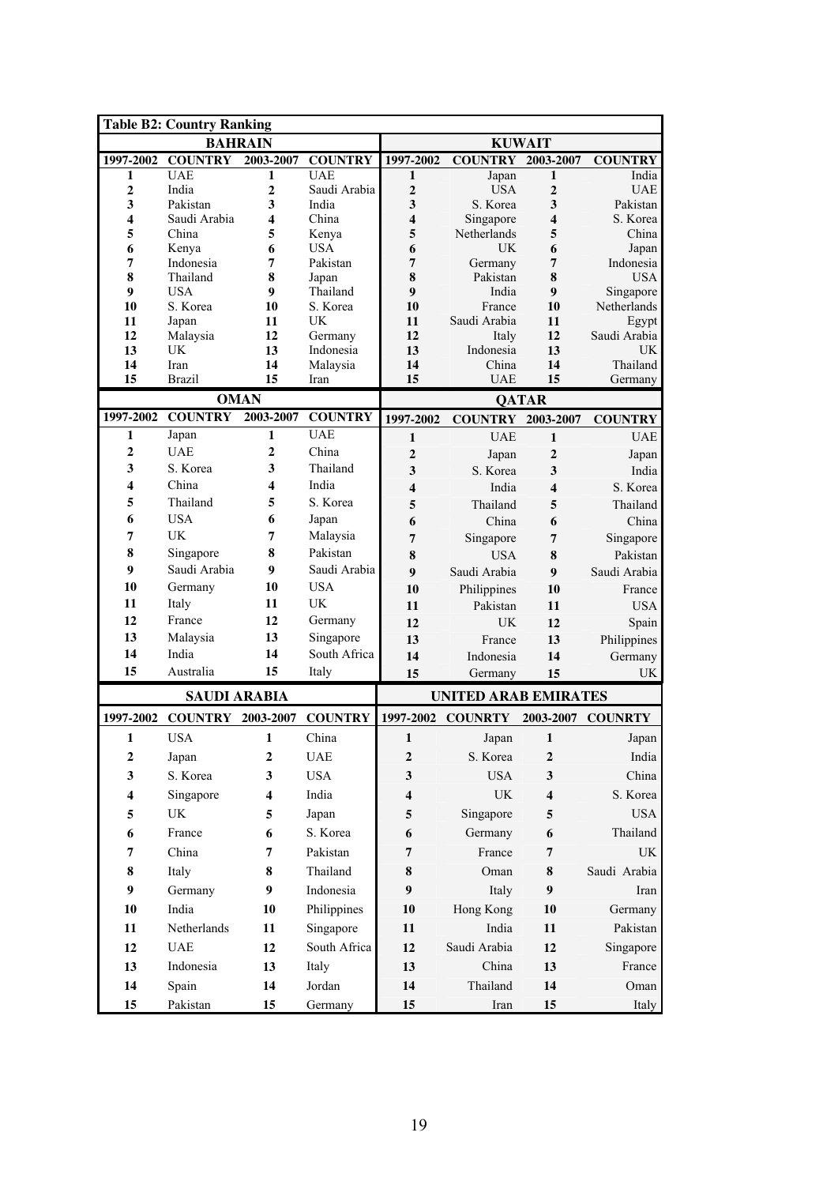**Table B2: Country Ranking**

| BAHRAIN | | | | KUWAIT | | | |
|---|---|---|---|---|---|---|---|
| 1997-2002 | COUNTRY | 2003-2007 | COUNTRY | 1997-2002 | COUNTRY | 2003-2007 | COUNTRY |
| 1 | UAE | 1 | UAE | 1 | Japan | 1 | India |
| 2 | India | 2 | Saudi Arabia | 2 | USA | 2 | UAE |
| 3 | Pakistan | 3 | India | 3 | S. Korea | 3 | Pakistan |
| 4 | Saudi Arabia | 4 | China | 4 | Singapore | 4 | S. Korea |
| 5 | China | 5 | Kenya | 5 | Netherlands | 5 | China |
| 6 | Kenya | 6 | USA | 6 | UK | 6 | Japan |
| 7 | Indonesia | 7 | Pakistan | 7 | Germany | 7 | Indonesia |
| 8 | Thailand | 8 | Japan | 8 | Pakistan | 8 | USA |
| 9 | USA | 9 | Thailand | 9 | India | 9 | Singapore |
| 10 | S. Korea | 10 | S. Korea | 10 | France | 10 | Netherlands |
| 11 | Japan | 11 | UK | 11 | Saudi Arabia | 11 | Egypt |
| 12 | Malaysia | 12 | Germany | 12 | Italy | 12 | Saudi Arabia |
| 13 | UK | 13 | Indonesia | 13 | Indonesia | 13 | UK |
| 14 | Iran | 14 | Malaysia | 14 | China | 14 | Thailand |
| 15 | Brazil | 15 | Iran | 15 | UAE | 15 | Germany |
| **OMAN** | | | | **QATAR** | | | |
| 1997-2002 | COUNTRY | 2003-2007 | COUNTRY | 1997-2002 | COUNTRY | 2003-2007 | COUNTRY |
| 1 | Japan | 1 | UAE | 1 | UAE | 1 | UAE |
| 2 | UAE | 2 | China | 2 | Japan | 2 | Japan |
| 3 | S. Korea | 3 | Thailand | 3 | S. Korea | 3 | India |
| 4 | China | 4 | India | 4 | India | 4 | S. Korea |
| 5 | Thailand | 5 | S. Korea | 5 | Thailand | 5 | Thailand |
| 6 | USA | 6 | Japan | 6 | China | 6 | China |
| 7 | UK | 7 | Malaysia | 7 | Singapore | 7 | Singapore |
| 8 | Singapore | 8 | Pakistan | 8 | USA | 8 | Pakistan |
| 9 | Saudi Arabia | 9 | Saudi Arabia | 9 | Saudi Arabia | 9 | Saudi Arabia |
| 10 | Germany | 10 | USA | 10 | Philippines | 10 | France |
| 11 | Italy | 11 | UK | 11 | Pakistan | 11 | USA |
| 12 | France | 12 | Germany | 12 | UK | 12 | Spain |
| 13 | Malaysia | 13 | Singapore | 13 | France | 13 | Philippines |
| 14 | India | 14 | South Africa | 14 | Indonesia | 14 | Germany |
| 15 | Australia | 15 | Italy | 15 | Germany | 15 | UK |
| **SAUDI ARABIA** | | | | **UNITED ARAB EMIRATES** | | | |
| 1997-2002 | COUNTRY | 2003-2007 | COUNTRY | 1997-2002 | COUNRTY | 2003-2007 | COUNRTY |
| 1 | USA | 1 | China | 1 | Japan | 1 | Japan |
| 2 | Japan | 2 | UAE | 2 | S. Korea | 2 | India |
| 3 | S. Korea | 3 | USA | 3 | USA | 3 | China |
| 4 | Singapore | 4 | India | 4 | UK | 4 | S. Korea |
| 5 | UK | 5 | Japan | 5 | Singapore | 5 | USA |
| 6 | France | 6 | S. Korea | 6 | Germany | 6 | Thailand |
| 7 | China | 7 | Pakistan | 7 | France | 7 | UK |
| 8 | Italy | 8 | Thailand | 8 | Oman | 8 | Saudi Arabia |
| 9 | Germany | 9 | Indonesia | 9 | Italy | 9 | Iran |
| 10 | India | 10 | Philippines | 10 | Hong Kong | 10 | Germany |
| 11 | Netherlands | 11 | Singapore | 11 | India | 11 | Pakistan |
| 12 | UAE | 12 | South Africa | 12 | Saudi Arabia | 12 | Singapore |
| 13 | Indonesia | 13 | Italy | 13 | China | 13 | France |
| 14 | Spain | 14 | Jordan | 14 | Thailand | 14 | Oman |
| 15 | Pakistan | 15 | Germany | 15 | Iran | 15 | Italy |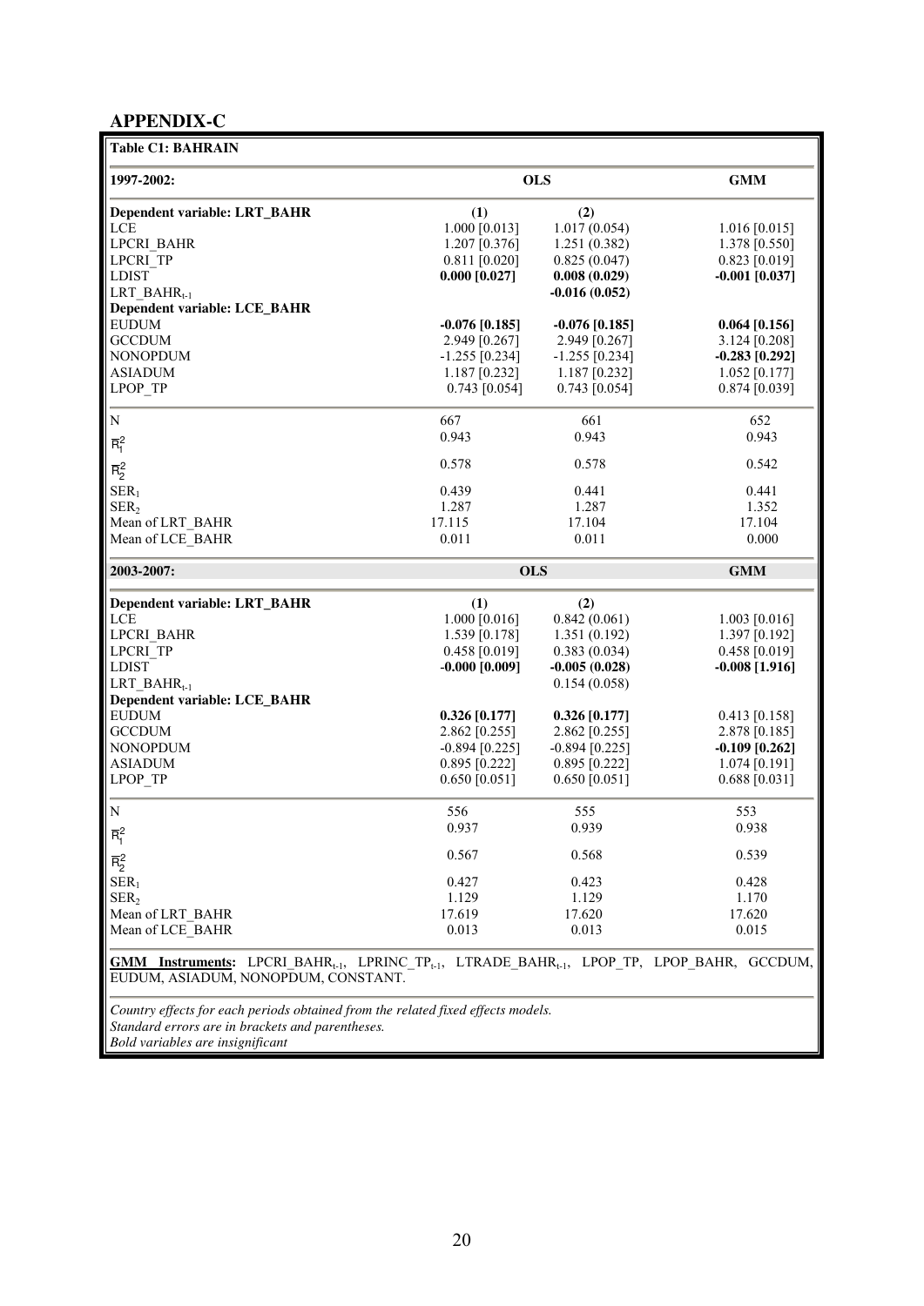## APPENDIX-C

**Table C1: BAHRAIN**

| **1997-2002:** | **OLS** | | **GMM** |
|---|---|---|---|
| **Dependent variable: LRT_BAHR** | **(1)** | **(2)** | |
| LCE | 1.000 [0.013] | 1.017 (0.054) | 1.016 [0.015] |
| LPCRI_BAHR | 1.207 [0.376] | 1.251 (0.382) | 1.378 [0.550] |
| LPCRI_TP | 0.811 [0.020] | 0.825 (0.047) | 0.823 [0.019] |
| LDIST | **0.000 [0.027]** | **0.008 (0.029)** | **-0.001 [0.037]** |
| $LRT\_BAHR_{t-1}$ | | **-0.016 (0.052)** | |
| **Dependent variable: LCE_BAHR** | | | |
| EUDUM | **-0.076 [0.185]** | **-0.076 [0.185]** | **0.064 [0.156]** |
| GCCDUM | 2.949 [0.267] | 2.949 [0.267] | 3.124 [0.208] |
| NONOPDUM | -1.255 [0.234] | -1.255 [0.234] | **-0.283 [0.292]** |
| ASIADUM | 1.187 [0.232] | 1.187 [0.232] | 1.052 [0.177] |
| LPOP_TP | 0.743 [0.054] | 0.743 [0.054] | 0.874 [0.039] |
| N | 667 | 661 | 652 |
| $\bar{R}_1^2$ | 0.943 | 0.943 | 0.943 |
| $\bar{R}_2^2$ | 0.578 | 0.578 | 0.542 |
| $SER_1$ | 0.439 | 0.441 | 0.441 |
| $SER_2$ | 1.287 | 1.287 | 1.352 |
| Mean of LRT_BAHR | 17.115 | 17.104 | 17.104 |
| Mean of LCE_BAHR | 0.011 | 0.011 | 0.000 |
| **2003-2007:** | **OLS** | | **GMM** |
| **Dependent variable: LRT_BAHR** | **(1)** | **(2)** | |
| LCE | 1.000 [0.016] | 0.842 (0.061) | 1.003 [0.016] |
| LPCRI_BAHR | 1.539 [0.178] | 1.351 (0.192) | 1.397 [0.192] |
| LPCRI_TP | 0.458 [0.019] | 0.383 (0.034) | 0.458 [0.019] |
| LDIST | **-0.000 [0.009]** | **-0.005 (0.028)** | **-0.008 [1.916]** |
| $LRT\_BAHR_{t-1}$ | | 0.154 (0.058) | |
| **Dependent variable: LCE_BAHR** | | | |
| EUDUM | **0.326 [0.177]** | **0.326 [0.177]** | 0.413 [0.158] |
| GCCDUM | 2.862 [0.255] | 2.862 [0.255] | 2.878 [0.185] |
| NONOPDUM | -0.894 [0.225] | -0.894 [0.225] | **-0.109 [0.262]** |
| ASIADUM | 0.895 [0.222] | 0.895 [0.222] | 1.074 [0.191] |
| LPOP_TP | 0.650 [0.051] | 0.650 [0.051] | 0.688 [0.031] |
| N | 556 | 555 | 553 |
| $\bar{R}_1^2$ | 0.937 | 0.939 | 0.938 |
| $\bar{R}_2^2$ | 0.567 | 0.568 | 0.539 |
| $SER_1$ | 0.427 | 0.423 | 0.428 |
| $SER_2$ | 1.129 | 1.129 | 1.170 |
| Mean of LRT_BAHR | 17.619 | 17.620 | 17.620 |
| Mean of LCE_BAHR | 0.013 | 0.013 | 0.015 |

**GMM Instruments:** $LPCRI\_BAHR_{t-1}$, $LPRINC\_TP_{t-1}$, $LTRADE\_BAHR_{t-1}$, LPOP_TP, LPOP_BAHR, GCCDUM, EUDUM, ASIADUM, NONOPDUM, CONSTANT.

*Country effects for each periods obtained from the related fixed effects models.*
*Standard errors are in brackets and parentheses.*
*Bold variables are insignificant*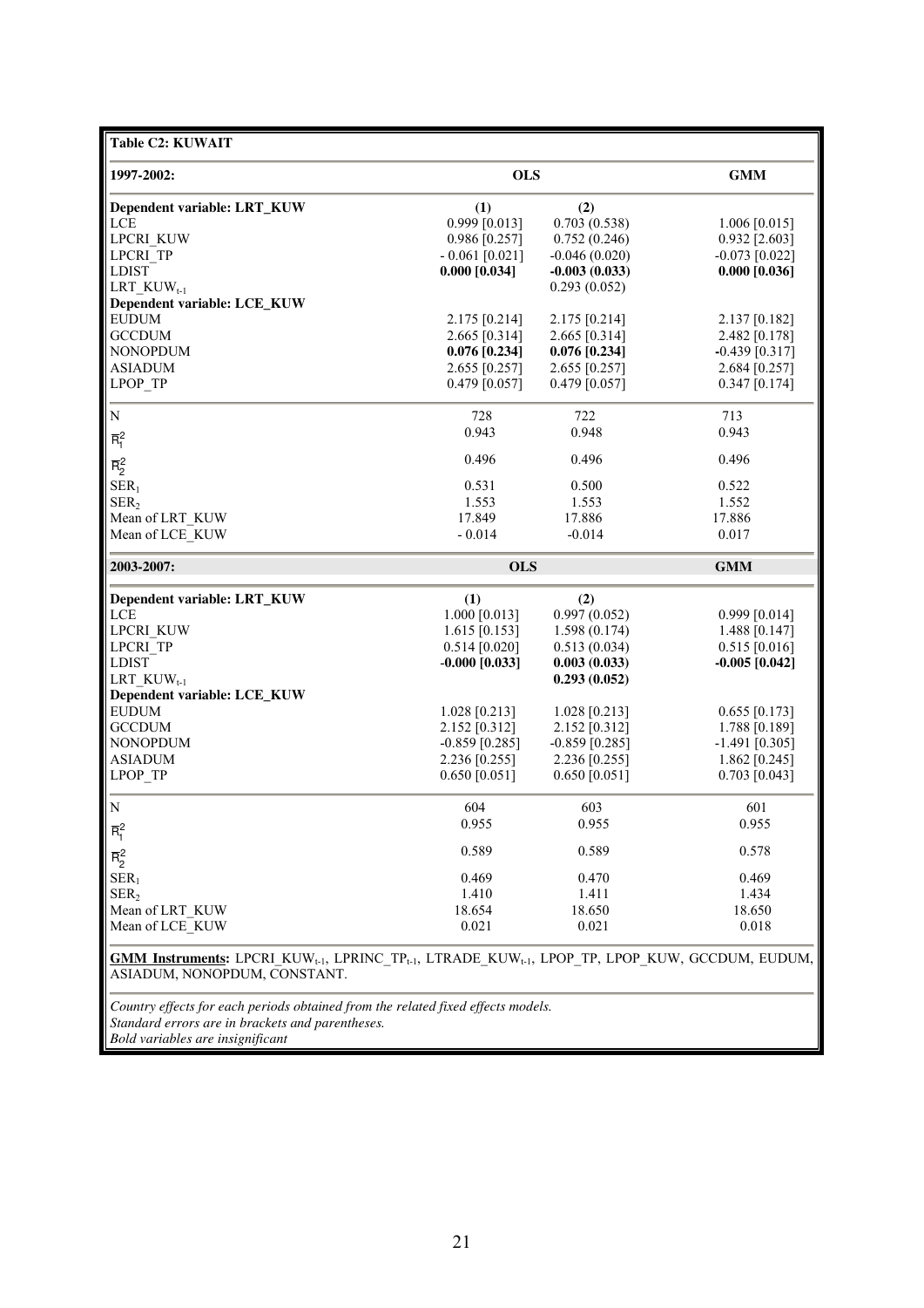**Table C2: KUWAIT**

| 1997-2002: | OLS | | GMM |
|---|---|---|---|
| **Dependent variable: LRT_KUW** | **(1)** | **(2)** | |
| LCE | 0.999 [0.013] | 0.703 (0.538) | 1.006 [0.015] |
| LPCRI_KUW | 0.986 [0.257] | 0.752 (0.246) | 0.932 [2.603] |
| LPCRI_TP | - 0.061 [0.021] | -0.046 (0.020) | -0.073 [0.022] |
| LDIST | **0.000 [0.034]** | **-0.003 (0.033)** | **0.000 [0.036]** |
| $LRT\_KUW_{t-1}$ | | 0.293 (0.052) | |
| **Dependent variable: LCE_KUW** | | | |
| EUDUM | 2.175 [0.214] | 2.175 [0.214] | 2.137 [0.182] |
| GCCDUM | 2.665 [0.314] | 2.665 [0.314] | 2.482 [0.178] |
| NONOPDUM | **0.076 [0.234]** | **0.076 [0.234]** | **-0.439 [0.317]** |
| ASIADUM | 2.655 [0.257] | 2.655 [0.257] | 2.684 [0.257] |
| LPOP_TP | 0.479 [0.057] | 0.479 [0.057] | 0.347 [0.174] |
| N | 728 | 722 | 713 |
| $\bar{R}_1^2$ | 0.943 | 0.948 | 0.943 |
| $\bar{R}_2^2$ | 0.496 | 0.496 | 0.496 |
| $SER_1$ | 0.531 | 0.500 | 0.522 |
| $SER_2$ | 1.553 | 1.553 | 1.552 |
| Mean of LRT_KUW | 17.849 | 17.886 | 17.886 |
| Mean of LCE_KUW | - 0.014 | -0.014 | 0.017 |
| **2003-2007:** | **OLS** | | **GMM** |
| **Dependent variable: LRT_KUW** | **(1)** | **(2)** | |
| LCE | 1.000 [0.013] | 0.997 (0.052) | 0.999 [0.014] |
| LPCRI_KUW | 1.615 [0.153] | 1.598 (0.174) | 1.488 [0.147] |
| LPCRI_TP | 0.514 [0.020] | 0.513 (0.034) | 0.515 [0.016] |
| LDIST | **-0.000 [0.033]** | **0.003 (0.033)** | **-0.005 [0.042]** |
| $LRT\_KUW_{t-1}$ | | **0.293 (0.052)** | |
| **Dependent variable: LCE_KUW** | | | |
| EUDUM | 1.028 [0.213] | 1.028 [0.213] | 0.655 [0.173] |
| GCCDUM | 2.152 [0.312] | 2.152 [0.312] | 1.788 [0.189] |
| NONOPDUM | -0.859 [0.285] | -0.859 [0.285] | -1.491 [0.305] |
| ASIADUM | 2.236 [0.255] | 2.236 [0.255] | 1.862 [0.245] |
| LPOP_TP | 0.650 [0.051] | 0.650 [0.051] | 0.703 [0.043] |
| N | 604 | 603 | 601 |
| $\bar{R}_1^2$ | 0.955 | 0.955 | 0.955 |
| $\bar{R}_2^2$ | 0.589 | 0.589 | 0.578 |
| $SER_1$ | 0.469 | 0.470 | 0.469 |
| $SER_2$ | 1.410 | 1.411 | 1.434 |
| Mean of LRT_KUW | 18.654 | 18.650 | 18.650 |
| Mean of LCE_KUW | 0.021 | 0.021 | 0.018 |

**GMM Instruments:** $LPCRI\_KUW_{t-1}$, $LPRINC\_TP_{t-1}$, $LTRADE\_KUW_{t-1}$, LPOP_TP, LPOP_KUW, GCCDUM, EUDUM, ASIADUM, NONOPDUM, CONSTANT.

*Country effects for each periods obtained from the related fixed effects models.*
*Standard errors are in brackets and parentheses.*
*Bold variables are insignificant*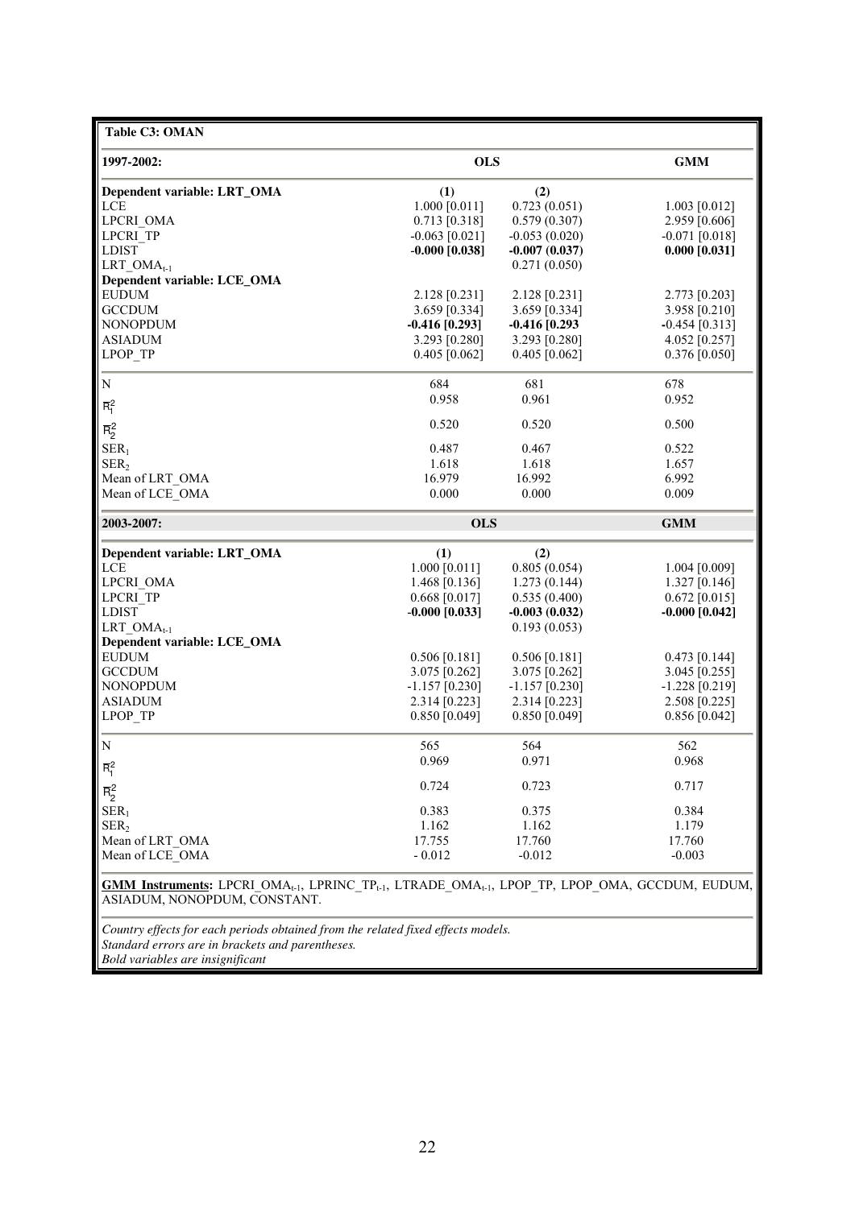**Table C3: OMAN**

| 1997-2002: | OLS | | GMM |
|---|---|---|---|
| **Dependent variable: LRT_OMA** | **(1)** | **(2)** | |
| LCE | 1.000 [0.011] | 0.723 (0.051) | 1.003 [0.012] |
| LPCRI_OMA | 0.713 [0.318] | 0.579 (0.307) | 2.959 [0.606] |
| LPCRI_TP | -0.063 [0.021] | -0.053 (0.020) | -0.071 [0.018] |
| LDIST | **-0.000 [0.038]** | **-0.007 (0.037)** | **0.000 [0.031]** |
| $LRT\_OMA_{t-1}$ | | 0.271 (0.050) | |
| **Dependent variable: LCE_OMA** | | | |
| EUDUM | 2.128 [0.231] | 2.128 [0.231] | 2.773 [0.203] |
| GCCDUM | 3.659 [0.334] | 3.659 [0.334] | 3.958 [0.210] |
| NONOPDUM | **-0.416 [0.293]** | **-0.416 [0.293** | **-**0.454 [0.313] |
| ASIADUM | 3.293 [0.280] | 3.293 [0.280] | 4.052 [0.257] |
| LPOP_TP | 0.405 [0.062] | 0.405 [0.062] | 0.376 [0.050] |
| N | 684 | 681 | 678 |
| $\bar{R}_1^2$ | 0.958 | 0.961 | 0.952 |
| $\bar{R}_2^2$ | 0.520 | 0.520 | 0.500 |
| $SER_1$ | 0.487 | 0.467 | 0.522 |
| $SER_2$ | 1.618 | 1.618 | 1.657 |
| Mean of LRT_OMA | 16.979 | 16.992 | 6.992 |
| Mean of LCE_OMA | 0.000 | 0.000 | 0.009 |

| 2003-2007: | OLS | | GMM |
|---|---|---|---|
| **Dependent variable: LRT_OMA** | **(1)** | **(2)** | |
| LCE | 1.000 [0.011] | 0.805 (0.054) | 1.004 [0.009] |
| LPCRI_OMA | 1.468 [0.136] | 1.273 (0.144) | 1.327 [0.146] |
| LPCRI_TP | 0.668 [0.017] | 0.535 (0.400) | 0.672 [0.015] |
| LDIST | **-0.000 [0.033]** | **-0.003 (0.032)** | **-0.000 [0.042]** |
| $LRT\_OMA_{t-1}$ | | 0.193 (0.053) | |
| **Dependent variable: LCE_OMA** | | | |
| EUDUM | 0.506 [0.181] | 0.506 [0.181] | 0.473 [0.144] |
| GCCDUM | 3.075 [0.262] | 3.075 [0.262] | 3.045 [0.255] |
| NONOPDUM | -1.157 [0.230] | -1.157 [0.230] | -1.228 [0.219] |
| ASIADUM | 2.314 [0.223] | 2.314 [0.223] | 2.508 [0.225] |
| LPOP_TP | 0.850 [0.049] | 0.850 [0.049] | 0.856 [0.042] |
| N | 565 | 564 | 562 |
| $\bar{R}_1^2$ | 0.969 | 0.971 | 0.968 |
| $\bar{R}_2^2$ | 0.724 | 0.723 | 0.717 |
| $SER_1$ | 0.383 | 0.375 | 0.384 |
| $SER_2$ | 1.162 | 1.162 | 1.179 |
| Mean of LRT_OMA | 17.755 | 17.760 | 17.760 |
| Mean of LCE_OMA | - 0.012 | -0.012 | -0.003 |

**GMM Instruments:** $LPCRI\_OMA_{t-1}$, $LPRINC\_TP_{t-1}$, $LTRADE\_OMA_{t-1}$, LPOP_TP, LPOP_OMA, GCCDUM, EUDUM, ASIADUM, NONOPDUM, CONSTANT.

*Country effects for each periods obtained from the related fixed effects models.*
*Standard errors are in brackets and parentheses.*
*Bold variables are insignificant*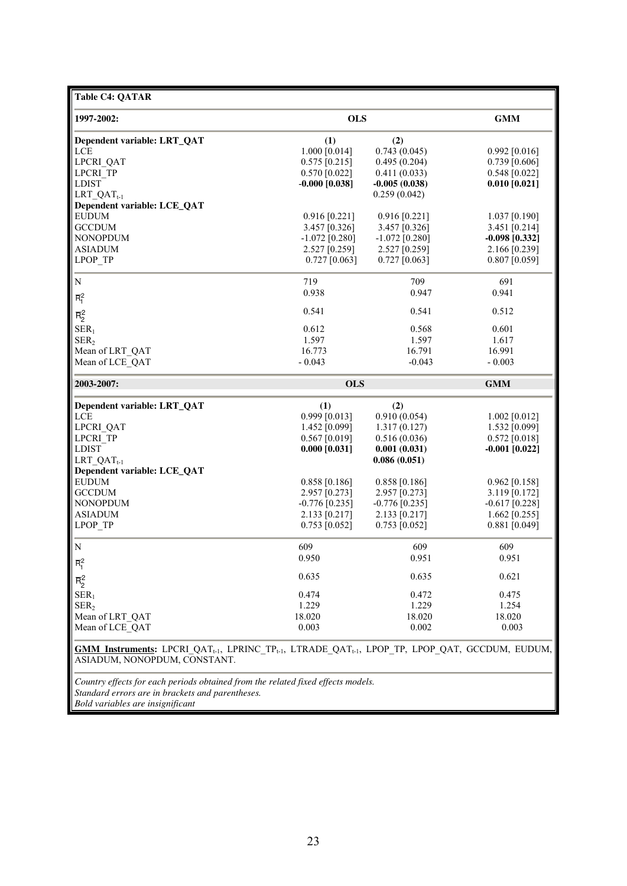**Table C4: QATAR**

| 1997-2002: | OLS | | GMM |
|---|---|---|---|
| **Dependent variable: LRT_QAT** | **(1)** | **(2)** | |
| LCE | 1.000 [0.014] | 0.743 (0.045) | 0.992 [0.016] |
| LPCRI_QAT | 0.575 [0.215] | 0.495 (0.204) | 0.739 [0.606] |
| LPCRI_TP | 0.570 [0.022] | 0.411 (0.033) | 0.548 [0.022] |
| LDIST | **-0.000 [0.038]** | **-0.005 (0.038)** | **0.010 [0.021]** |
| $LRT\_QAT_{t-1}$ | | 0.259 (0.042) | |
| **Dependent variable: LCE_QAT** | | | |
| EUDUM | 0.916 [0.221] | 0.916 [0.221] | 1.037 [0.190] |
| GCCDUM | 3.457 [0.326] | 3.457 [0.326] | 3.451 [0.214] |
| NONOPDUM | -1.072 [0.280] | -1.072 [0.280] | **-0.098 [0.332]** |
| ASIADUM | 2.527 [0.259] | 2.527 [0.259] | 2.166 [0.239] |
| LPOP_TP | 0.727 [0.063] | 0.727 [0.063] | 0.807 [0.059] |
| N | 719 | 709 | 691 |
| $\bar{R}_1^2$ | 0.938 | 0.947 | 0.941 |
| $\bar{R}_2^2$ | 0.541 | 0.541 | 0.512 |
| $SER_1$ | 0.612 | 0.568 | 0.601 |
| $SER_2$ | 1.597 | 1.597 | 1.617 |
| Mean of LRT_QAT | 16.773 | 16.791 | 16.991 |
| Mean of LCE_QAT | - 0.043 | -0.043 | - 0.003 |

| 2003-2007: | OLS | | GMM |
|---|---|---|---|
| **Dependent variable: LRT_QAT** | **(1)** | **(2)** | |
| LCE | 0.999 [0.013] | 0.910 (0.054) | 1.002 [0.012] |
| LPCRI_QAT | 1.452 [0.099] | 1.317 (0.127) | 1.532 [0.099] |
| LPCRI_TP | 0.567 [0.019] | 0.516 (0.036) | 0.572 [0.018] |
| LDIST | **0.000 [0.031]** | **0.001 (0.031)** | **-0.001 [0.022]** |
| $LRT\_QAT_{t-1}$ | | **0.086 (0.051)** | |
| **Dependent variable: LCE_QAT** | | | |
| EUDUM | 0.858 [0.186] | 0.858 [0.186] | 0.962 [0.158] |
| GCCDUM | 2.957 [0.273] | 2.957 [0.273] | 3.119 [0.172] |
| NONOPDUM | -0.776 [0.235] | -0.776 [0.235] | -0.617 [0.228] |
| ASIADUM | 2.133 [0.217] | 2.133 [0.217] | 1.662 [0.255] |
| LPOP_TP | 0.753 [0.052] | 0.753 [0.052] | 0.881 [0.049] |
| N | 609 | 609 | 609 |
| $\bar{R}_1^2$ | 0.950 | 0.951 | 0.951 |
| $\bar{R}_2^2$ | 0.635 | 0.635 | 0.621 |
| $SER_1$ | 0.474 | 0.472 | 0.475 |
| $SER_2$ | 1.229 | 1.229 | 1.254 |
| Mean of LRT_QAT | 18.020 | 18.020 | 18.020 |
| Mean of LCE_QAT | 0.003 | 0.002 | 0.003 |

**GMM Instruments:** $LPCRI\_QAT_{t-1}$, $LPRINC\_TP_{t-1}$, $LTRADE\_QAT_{t-1}$, LPOP_TP, LPOP_QAT, GCCDUM, EUDUM, ASIADUM, NONOPDUM, CONSTANT.

*Country effects for each periods obtained from the related fixed effects models.*
*Standard errors are in brackets and parentheses.*
*Bold variables are insignificant*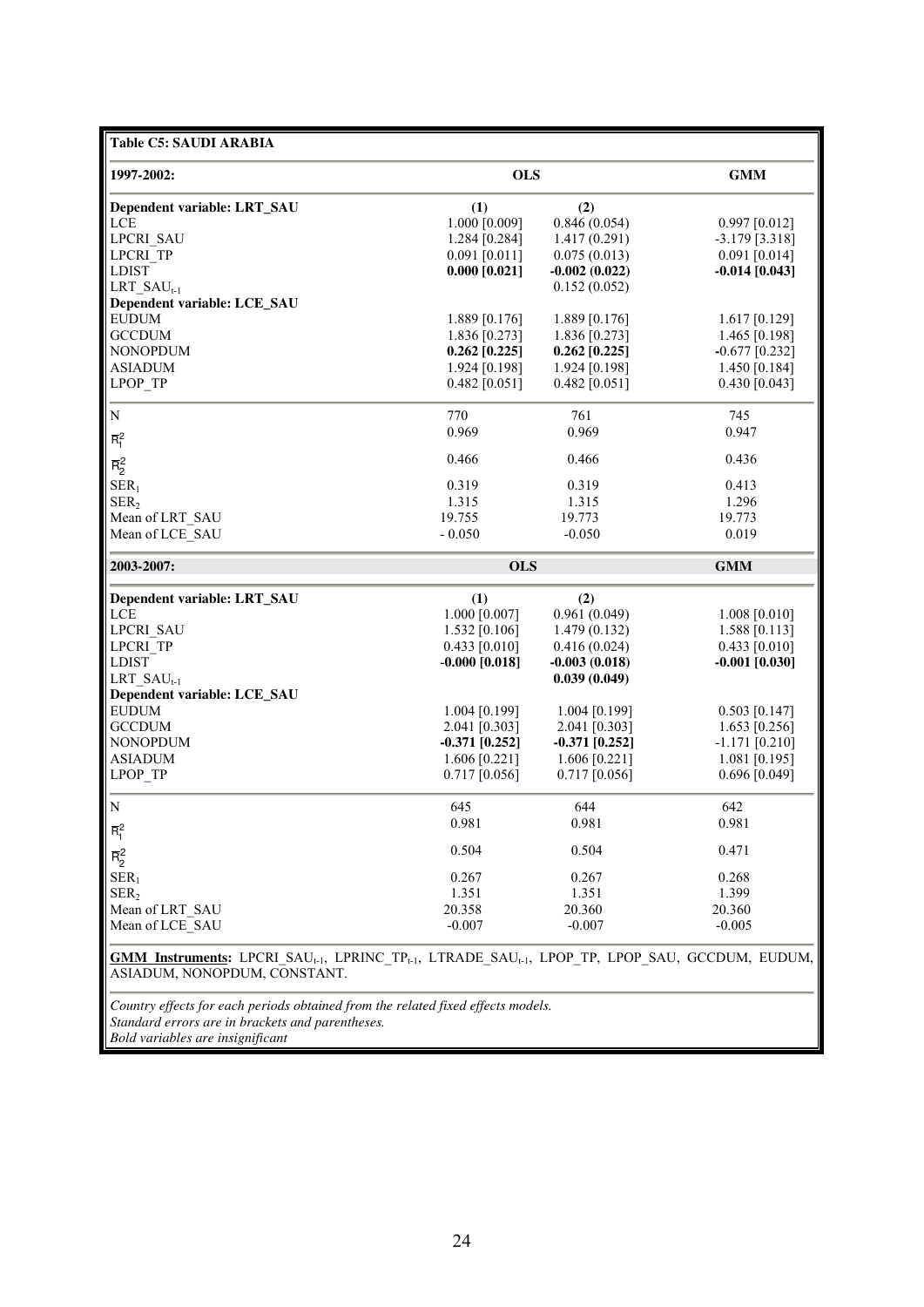**Table C5: SAUDI ARABIA**

| 1997-2002: | OLS | | GMM |
|---|---|---|---|
| **Dependent variable: LRT_SAU** | **(1)** | **(2)** | |
| LCE | 1.000 [0.009] | 0.846 (0.054) | 0.997 [0.012] |
| LPCRI_SAU | 1.284 [0.284] | 1.417 (0.291) | -3.179 [3.318] |
| LPCRI_TP | 0.091 [0.011] | 0.075 (0.013) | 0.091 [0.014] |
| LDIST | **0.000 [0.021]** | **-0.002 (0.022)** | **-0.014 [0.043]** |
| $LRT\_SAU_{t-1}$ | | 0.152 (0.052) | |
| **Dependent variable: LCE_SAU** | | | |
| EUDUM | 1.889 [0.176] | 1.889 [0.176] | 1.617 [0.129] |
| GCCDUM | 1.836 [0.273] | 1.836 [0.273] | 1.465 [0.198] |
| NONOPDUM | **0.262 [0.225]** | **0.262 [0.225]** | -0.677 [0.232] |
| ASIADUM | 1.924 [0.198] | 1.924 [0.198] | 1.450 [0.184] |
| LPOP_TP | 0.482 [0.051] | 0.482 [0.051] | 0.430 [0.043] |
| N | 770 | 761 | 745 |
| $\bar{R}_1^2$ | 0.969 | 0.969 | 0.947 |
| $\bar{R}_2^2$ | 0.466 | 0.466 | 0.436 |
| $SER_1$ | 0.319 | 0.319 | 0.413 |
| $SER_2$ | 1.315 | 1.315 | 1.296 |
| Mean of LRT_SAU | 19.755 | 19.773 | 19.773 |
| Mean of LCE_SAU | - 0.050 | -0.050 | 0.019 |

| 2003-2007: | OLS | | GMM |
|---|---|---|---|
| **Dependent variable: LRT_SAU** | **(1)** | **(2)** | |
| LCE | 1.000 [0.007] | 0.961 (0.049) | 1.008 [0.010] |
| LPCRI_SAU | 1.532 [0.106] | 1.479 (0.132) | 1.588 [0.113] |
| LPCRI_TP | 0.433 [0.010] | 0.416 (0.024) | 0.433 [0.010] |
| LDIST | **-0.000 [0.018]** | **-0.003 (0.018)** | **-0.001 [0.030]** |
| $LRT\_SAU_{t-1}$ | | **0.039 (0.049)** | |
| **Dependent variable: LCE_SAU** | | | |
| EUDUM | 1.004 [0.199] | 1.004 [0.199] | 0.503 [0.147] |
| GCCDUM | 2.041 [0.303] | 2.041 [0.303] | 1.653 [0.256] |
| NONOPDUM | **-0.371 [0.252]** | **-0.371 [0.252]** | -1.171 [0.210] |
| ASIADUM | 1.606 [0.221] | 1.606 [0.221] | 1.081 [0.195] |
| LPOP_TP | 0.717 [0.056] | 0.717 [0.056] | 0.696 [0.049] |
| N | 645 | 644 | 642 |
| $\bar{R}_1^2$ | 0.981 | 0.981 | 0.981 |
| $\bar{R}_2^2$ | 0.504 | 0.504 | 0.471 |
| $SER_1$ | 0.267 | 0.267 | 0.268 |
| $SER_2$ | 1.351 | 1.351 | 1.399 |
| Mean of LRT_SAU | 20.358 | 20.360 | 20.360 |
| Mean of LCE_SAU | -0.007 | -0.007 | -0.005 |

**GMM Instruments:** $LPCRI\_SAU_{t-1}$, $LPRINC\_TP_{t-1}$, $LTRADE\_SAU_{t-1}$, LPOP_TP, LPOP_SAU, GCCDUM, EUDUM, ASIADUM, NONOPDUM, CONSTANT.

*Country effects for each periods obtained from the related fixed effects models.*
*Standard errors are in brackets and parentheses.*
*Bold variables are insignificant*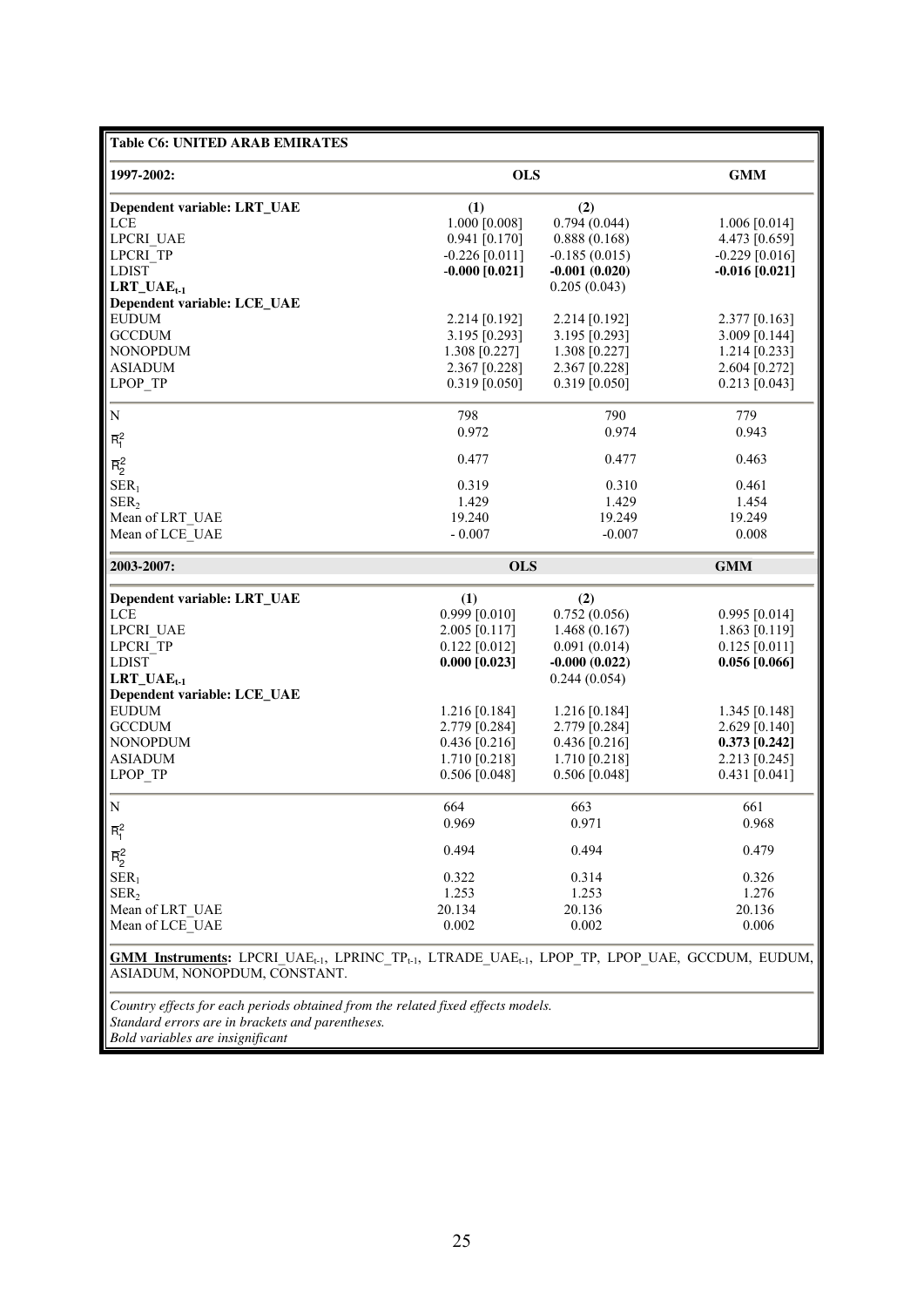**Table C6: UNITED ARAB EMIRATES**

| 1997-2002: | OLS | | GMM |
|---|---|---|---|
| **Dependent variable: LRT_UAE** | **(1)** | **(2)** | |
| LCE | 1.000 [0.008] | 0.794 (0.044) | 1.006 [0.014] |
| LPCRI_UAE | 0.941 [0.170] | 0.888 (0.168) | 4.473 [0.659] |
| LPCRI_TP | -0.226 [0.011] | -0.185 (0.015) | -0.229 [0.016] |
| LDIST | **-0.000 [0.021]** | **-0.001 (0.020)** | **-0.016 [0.021]** |
| **$LRT\_UAE_{t-1}$** | | 0.205 (0.043) | |
| **Dependent variable: LCE_UAE** | | | |
| EUDUM | 2.214 [0.192] | 2.214 [0.192] | 2.377 [0.163] |
| GCCDUM | 3.195 [0.293] | 3.195 [0.293] | 3.009 [0.144] |
| NONOPDUM | 1.308 [0.227] | 1.308 [0.227] | 1.214 [0.233] |
| ASIADUM | 2.367 [0.228] | 2.367 [0.228] | 2.604 [0.272] |
| LPOP_TP | 0.319 [0.050] | 0.319 [0.050] | 0.213 [0.043] |
| N | 798 | 790 | 779 |
| $\bar{R}_1^2$ | 0.972 | 0.974 | 0.943 |
| $\bar{R}_2^2$ | 0.477 | 0.477 | 0.463 |
| $SER_1$ | 0.319 | 0.310 | 0.461 |
| $SER_2$ | 1.429 | 1.429 | 1.454 |
| Mean of LRT_UAE | 19.240 | 19.249 | 19.249 |
| Mean of LCE_UAE | - 0.007 | -0.007 | 0.008 |
| **2003-2007:** | **OLS** | | **GMM** |
| **Dependent variable: LRT_UAE** | **(1)** | **(2)** | |
| LCE | 0.999 [0.010] | 0.752 (0.056) | 0.995 [0.014] |
| LPCRI_UAE | 2.005 [0.117] | 1.468 (0.167) | 1.863 [0.119] |
| LPCRI_TP | 0.122 [0.012] | 0.091 (0.014) | 0.125 [0.011] |
| LDIST | **0.000 [0.023]** | **-0.000 (0.022)** | **0.056 [0.066]** |
| **$LRT\_UAE_{t-1}$** | | 0.244 (0.054) | |
| **Dependent variable: LCE_UAE** | | | |
| EUDUM | 1.216 [0.184] | 1.216 [0.184] | 1.345 [0.148] |
| GCCDUM | 2.779 [0.284] | 2.779 [0.284] | 2.629 [0.140] |
| NONOPDUM | 0.436 [0.216] | 0.436 [0.216] | **0.373 [0.242]** |
| ASIADUM | 1.710 [0.218] | 1.710 [0.218] | 2.213 [0.245] |
| LPOP_TP | 0.506 [0.048] | 0.506 [0.048] | 0.431 [0.041] |
| N | 664 | 663 | 661 |
| $\bar{R}_1^2$ | 0.969 | 0.971 | 0.968 |
| $\bar{R}_2^2$ | 0.494 | 0.494 | 0.479 |
| $SER_1$ | 0.322 | 0.314 | 0.326 |
| $SER_2$ | 1.253 | 1.253 | 1.276 |
| Mean of LRT_UAE | 20.134 | 20.136 | 20.136 |
| Mean of LCE_UAE | 0.002 | 0.002 | 0.006 |

**GMM Instruments:** $LPCRI\_UAE_{t-1}$, $LPRINC\_TP_{t-1}$, $LTRADE\_UAE_{t-1}$, LPOP_TP, LPOP_UAE, GCCDUM, EUDUM, ASIADUM, NONOPDUM, CONSTANT.

*Country effects for each periods obtained from the related fixed effects models.*
*Standard errors are in brackets and parentheses.*
*Bold variables are insignificant*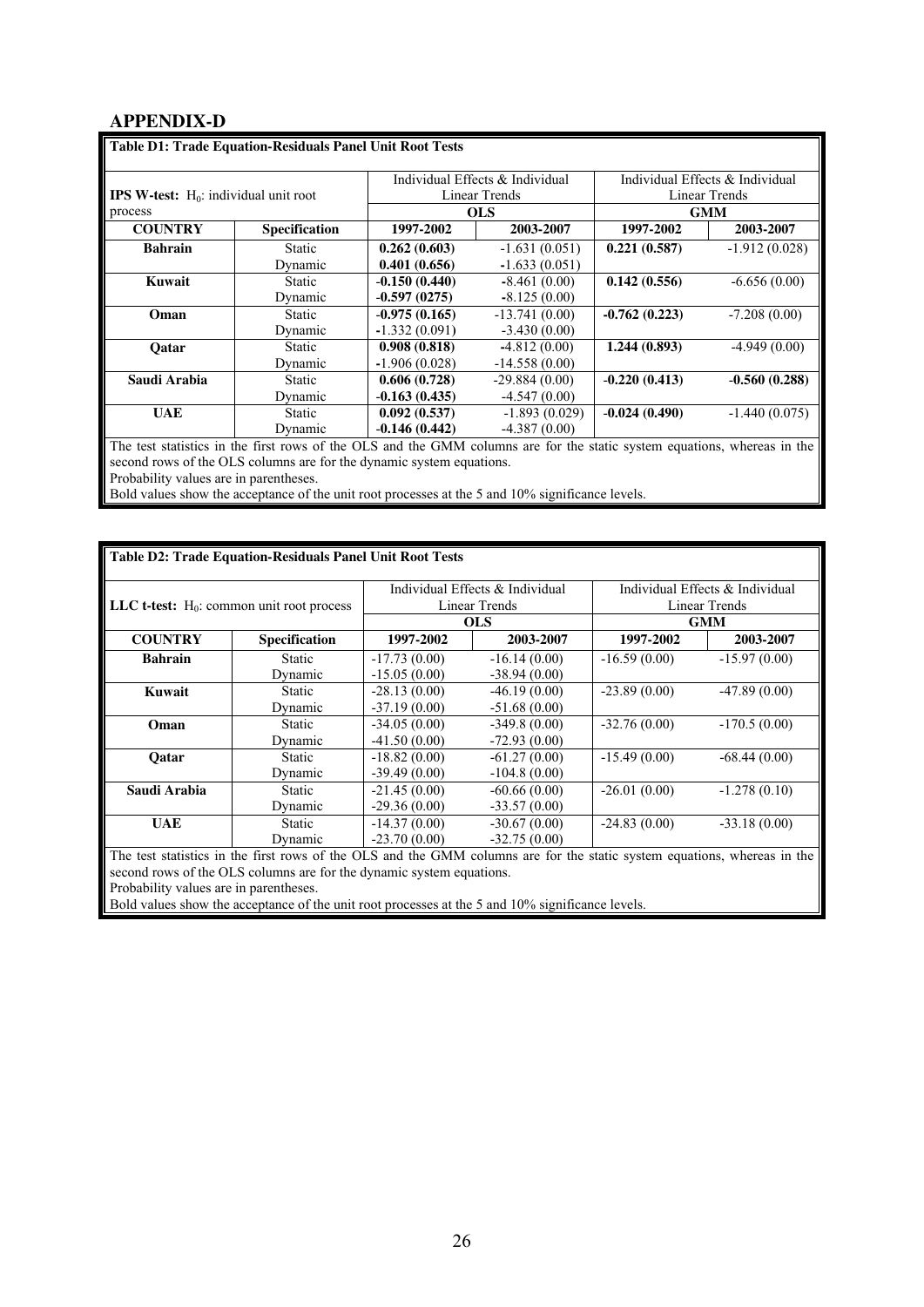## APPENDIX-D

**Table D1: Trade Equation-Residuals Panel Unit Root Tests**

| **IPS W-test:** $H_0$: individual unit root process | | Individual Effects & Individual Linear Trends | | Individual Effects & Individual Linear Trends | |
|---|---|---|---|---|---|
| | | **OLS** | | **GMM** | |
| **COUNTRY** | **Specification** | **1997-2002** | **2003-2007** | **1997-2002** | **2003-2007** |
| **Bahrain** | Static | **0.262 (0.603)** | -1.631 (0.051) | **0.221 (0.587)** | -1.912 (0.028) |
| | Dynamic | **0.401 (0.656)** | **-**1.633 (0.051) | | |
| **Kuwait** | Static | **-0.150 (0.440)** | -8.461 (0.00) | **0.142 (0.556)** | -6.656 (0.00) |
| | Dynamic | **-0.597 (0275)** | -8.125 (0.00) | | |
| **Oman** | Static | **-0.975 (0.165)** | -13.741 (0.00) | **-0.762 (0.223)** | -7.208 (0.00) |
| | Dynamic | **-**1.332 (0.091) | -3.430 (0.00) | | |
| **Qatar** | Static | **0.908 (0.818)** | -4.812 (0.00) | **1.244 (0.893)** | -4.949 (0.00) |
| | Dynamic | -1.906 (0.028) | -14.558 (0.00) | | |
| **Saudi Arabia** | Static | **0.606 (0.728)** | -29.884 (0.00) | **-0.220 (0.413)** | **-0.560 (0.288)** |
| | Dynamic | **-0.163 (0.435)** | -4.547 (0.00) | | |
| **UAE** | Static | **0.092 (0.537)** | -1.893 (0.029) | **-0.024 (0.490)** | -1.440 (0.075) |
| | Dynamic | **-0.146 (0.442)** | -4.387 (0.00) | | |

The test statistics in the first rows of the OLS and the GMM columns are for the static system equations, whereas in the second rows of the OLS columns are for the dynamic system equations.
Probability values are in parentheses.
Bold values show the acceptance of the unit root processes at the 5 and 10% significance levels.

**Table D2: Trade Equation-Residuals Panel Unit Root Tests**

| **LLC t-test:** $H_0$: common unit root process | | Individual Effects & Individual Linear Trends | | Individual Effects & Individual Linear Trends | |
|---|---|---|---|---|---|
| | | **OLS** | | **GMM** | |
| **COUNTRY** | **Specification** | **1997-2002** | **2003-2007** | **1997-2002** | **2003-2007** |
| **Bahrain** | Static | -17.73 (0.00) | -16.14 (0.00) | -16.59 (0.00) | -15.97 (0.00) |
| | Dynamic | -15.05 (0.00) | -38.94 (0.00) | | |
| **Kuwait** | Static | -28.13 (0.00) | -46.19 (0.00) | -23.89 (0.00) | -47.89 (0.00) |
| | Dynamic | -37.19 (0.00) | -51.68 (0.00) | | |
| **Oman** | Static | -34.05 (0.00) | -349.8 (0.00) | -32.76 (0.00) | -170.5 (0.00) |
| | Dynamic | -41.50 (0.00) | -72.93 (0.00) | | |
| **Qatar** | Static | -18.82 (0.00) | -61.27 (0.00) | -15.49 (0.00) | -68.44 (0.00) |
| | Dynamic | -39.49 (0.00) | -104.8 (0.00) | | |
| **Saudi Arabia** | Static | -21.45 (0.00) | -60.66 (0.00) | -26.01 (0.00) | -1.278 (0.10) |
| | Dynamic | -29.36 (0.00) | -33.57 (0.00) | | |
| **UAE** | Static | -14.37 (0.00) | -30.67 (0.00) | -24.83 (0.00) | -33.18 (0.00) |
| | Dynamic | -23.70 (0.00) | -32.75 (0.00) | | |

The test statistics in the first rows of the OLS and the GMM columns are for the static system equations, whereas in the second rows of the OLS columns are for the dynamic system equations.
Probability values are in parentheses.
Bold values show the acceptance of the unit root processes at the 5 and 10% significance levels.